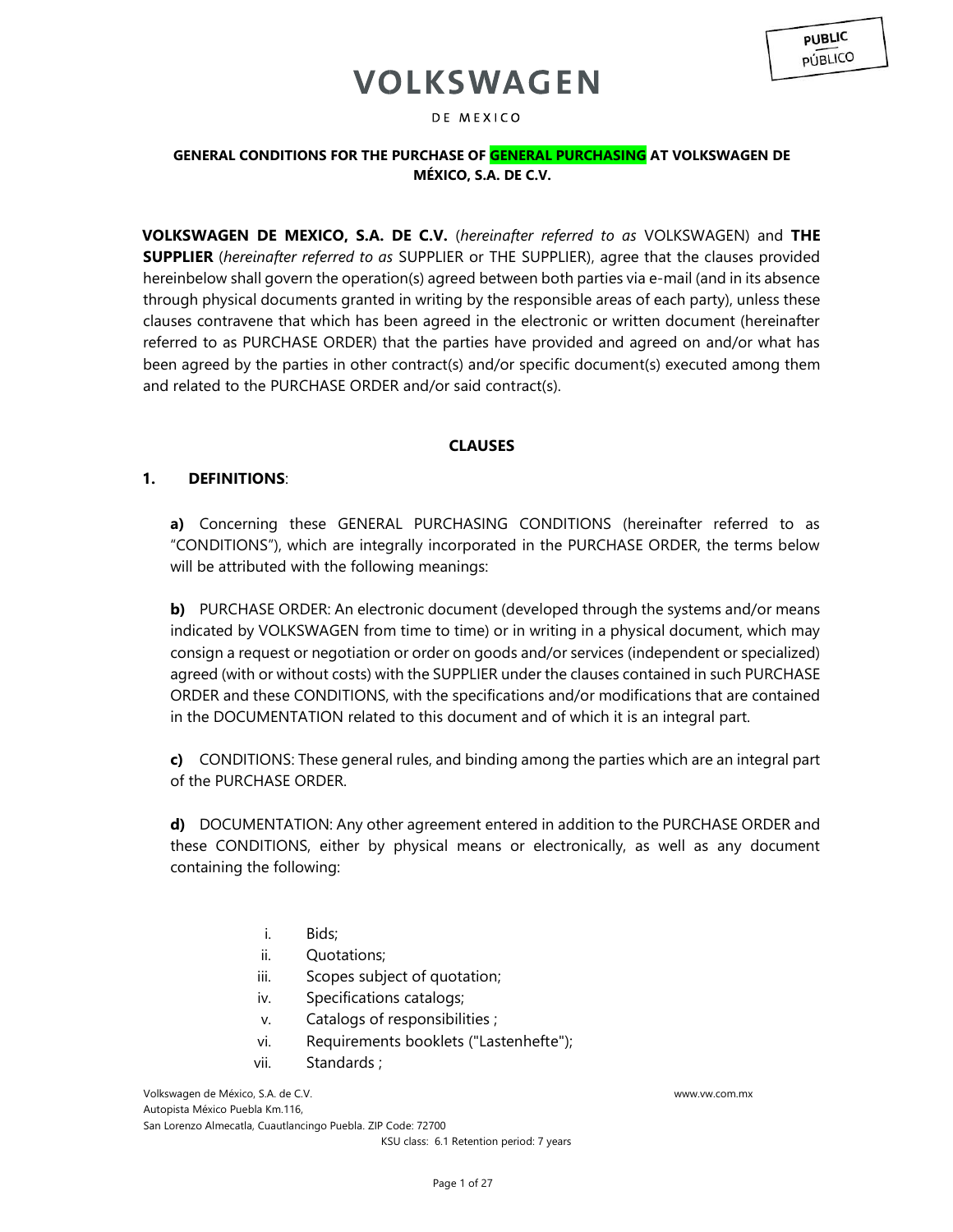PUBLIC
PÚBLICO

# VOLKSWAGEN

DE MEXICO

## GENERAL CONDITIONS FOR THE PURCHASE OF GENERAL PURCHASING AT VOLKSWAGEN DE MÉXICO, S.A. DE C.V.

**VOLKSWAGEN DE MEXICO, S.A. DE C.V.** (*hereinafter referred to as* VOLKSWAGEN) and **THE SUPPLIER** (*hereinafter referred to as* SUPPLIER or THE SUPPLIER), agree that the clauses provided hereinbelow shall govern the operation(s) agreed between both parties via e-mail (and in its absence through physical documents granted in writing by the responsible areas of each party), unless these clauses contravene that which has been agreed in the electronic or written document (hereinafter referred to as PURCHASE ORDER) that the parties have provided and agreed on and/or what has been agreed by the parties in other contract(s) and/or specific document(s) executed among them and related to the PURCHASE ORDER and/or said contract(s).

## CLAUSES

### 1. DEFINITIONS:

**a)** Concerning these GENERAL PURCHASING CONDITIONS (hereinafter referred to as "CONDITIONS"), which are integrally incorporated in the PURCHASE ORDER, the terms below will be attributed with the following meanings:

**b)** PURCHASE ORDER: An electronic document (developed through the systems and/or means indicated by VOLKSWAGEN from time to time) or in writing in a physical document, which may consign a request or negotiation or order on goods and/or services (independent or specialized) agreed (with or without costs) with the SUPPLIER under the clauses contained in such PURCHASE ORDER and these CONDITIONS, with the specifications and/or modifications that are contained in the DOCUMENTATION related to this document and of which it is an integral part.

**c)** CONDITIONS: These general rules, and binding among the parties which are an integral part of the PURCHASE ORDER.

**d)** DOCUMENTATION: Any other agreement entered in addition to the PURCHASE ORDER and these CONDITIONS, either by physical means or electronically, as well as any document containing the following:

i. Bids;
ii. Quotations;
iii. Scopes subject of quotation;
iv. Specifications catalogs;
v. Catalogs of responsibilities ;
vi. Requirements booklets ("Lastenhefte");
vii. Standards ;

Volkswagen de México, S.A. de C.V.
Autopista México Puebla Km.116,
San Lorenzo Almecatla, Cuautlancingo Puebla. ZIP Code: 72700
www.vw.com.mx
KSU class: 6.1 Retention period: 7 years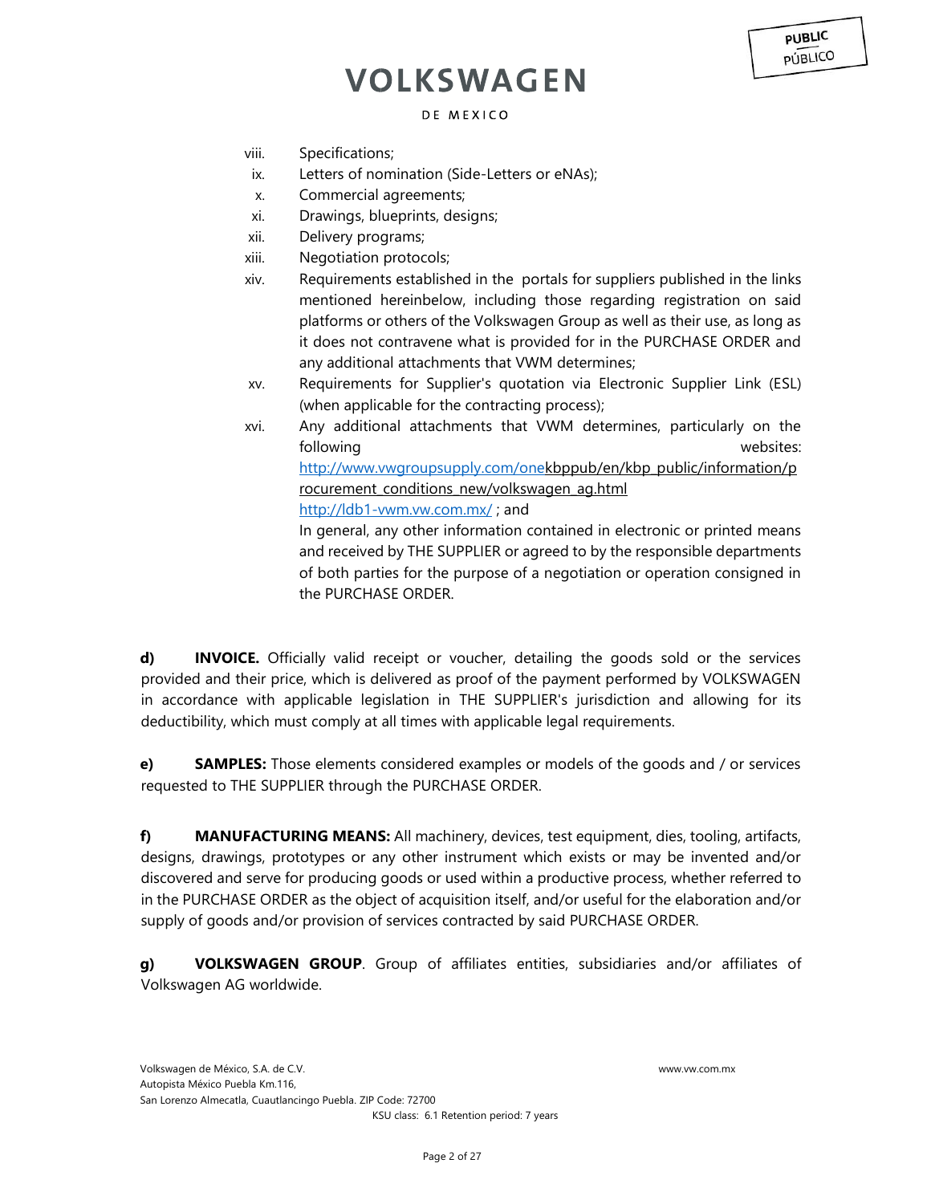viii. Specifications;
ix. Letters of nomination (Side-Letters or eNAs);
x. Commercial agreements;
xi. Drawings, blueprints, designs;
xii. Delivery programs;
xiii. Negotiation protocols;
xiv. Requirements established in the portals for suppliers published in the links mentioned hereinbelow, including those regarding registration on said platforms or others of the Volkswagen Group as well as their use, as long as it does not contravene what is provided for in the PURCHASE ORDER and any additional attachments that VWM determines;
xv. Requirements for Supplier's quotation via Electronic Supplier Link (ESL) (when applicable for the contracting process);
xvi. Any additional attachments that VWM determines, particularly on the following websites: http://www.vwgroupsupply.com/onekbppub/en/kbp_public/information/procurement_conditions_new/volkswagen_ag.html http://ldb1-vwm.vw.com.mx/ ; and
In general, any other information contained in electronic or printed means and received by THE SUPPLIER or agreed to by the responsible departments of both parties for the purpose of a negotiation or operation consigned in the PURCHASE ORDER.

**d) INVOICE.** Officially valid receipt or voucher, detailing the goods sold or the services provided and their price, which is delivered as proof of the payment performed by VOLKSWAGEN in accordance with applicable legislation in THE SUPPLIER's jurisdiction and allowing for its deductibility, which must comply at all times with applicable legal requirements.

**e) SAMPLES:** Those elements considered examples or models of the goods and / or services requested to THE SUPPLIER through the PURCHASE ORDER.

**f) MANUFACTURING MEANS:** All machinery, devices, test equipment, dies, tooling, artifacts, designs, drawings, prototypes or any other instrument which exists or may be invented and/or discovered and serve for producing goods or used within a productive process, whether referred to in the PURCHASE ORDER as the object of acquisition itself, and/or useful for the elaboration and/or supply of goods and/or provision of services contracted by said PURCHASE ORDER.

**g) VOLKSWAGEN GROUP**. Group of affiliates entities, subsidiaries and/or affiliates of Volkswagen AG worldwide.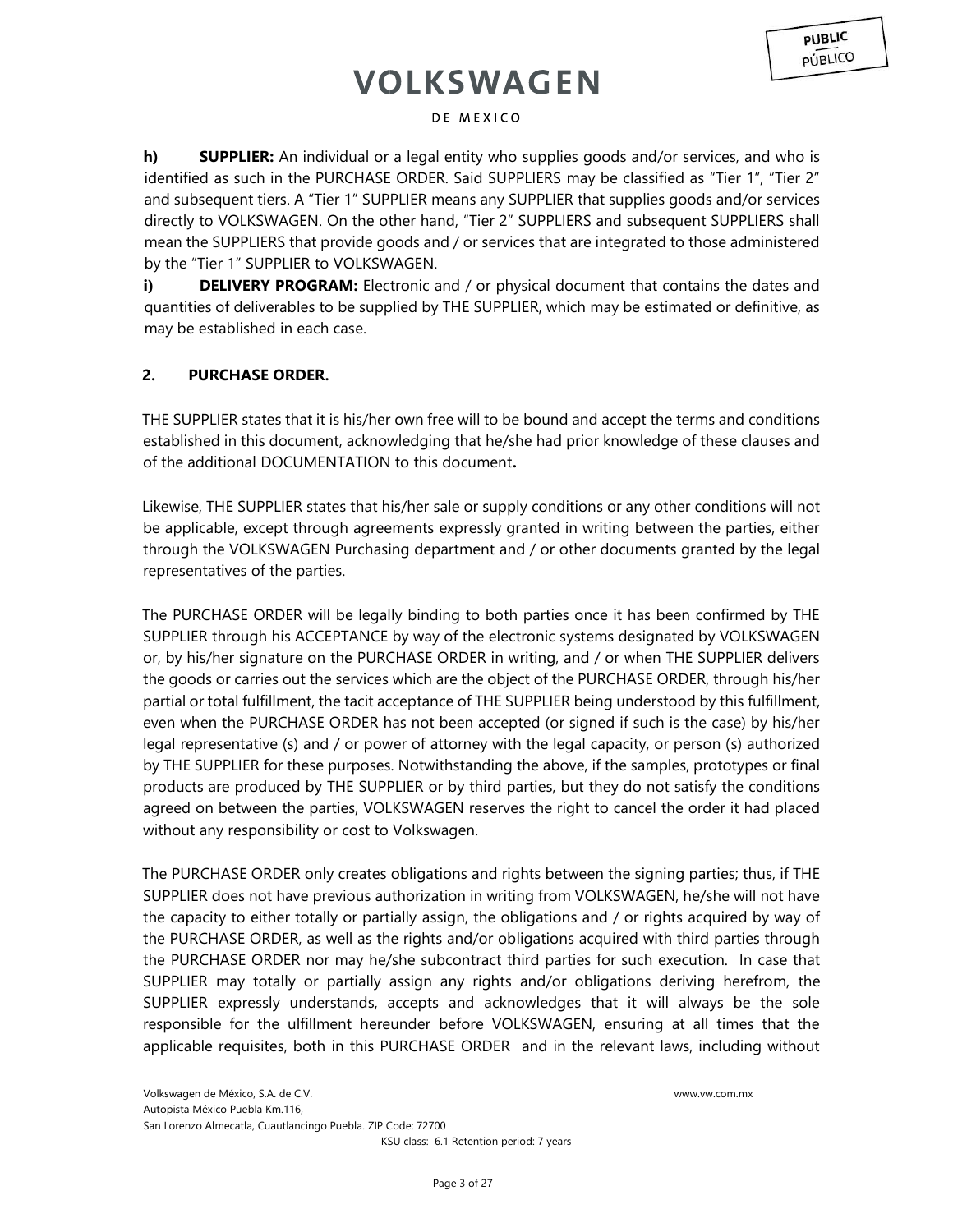**h) SUPPLIER:** An individual or a legal entity who supplies goods and/or services, and who is identified as such in the PURCHASE ORDER. Said SUPPLIERS may be classified as "Tier 1", "Tier 2" and subsequent tiers. A "Tier 1" SUPPLIER means any SUPPLIER that supplies goods and/or services directly to VOLKSWAGEN. On the other hand, "Tier 2" SUPPLIERS and subsequent SUPPLIERS shall mean the SUPPLIERS that provide goods and / or services that are integrated to those administered by the "Tier 1" SUPPLIER to VOLKSWAGEN.

**i) DELIVERY PROGRAM:** Electronic and / or physical document that contains the dates and quantities of deliverables to be supplied by THE SUPPLIER, which may be estimated or definitive, as may be established in each case.

## 2. PURCHASE ORDER.

THE SUPPLIER states that it is his/her own free will to be bound and accept the terms and conditions established in this document, acknowledging that he/she had prior knowledge of these clauses and of the additional DOCUMENTATION to this document**.**

Likewise, THE SUPPLIER states that his/her sale or supply conditions or any other conditions will not be applicable, except through agreements expressly granted in writing between the parties, either through the VOLKSWAGEN Purchasing department and / or other documents granted by the legal representatives of the parties.

The PURCHASE ORDER will be legally binding to both parties once it has been confirmed by THE SUPPLIER through his ACCEPTANCE by way of the electronic systems designated by VOLKSWAGEN or, by his/her signature on the PURCHASE ORDER in writing, and / or when THE SUPPLIER delivers the goods or carries out the services which are the object of the PURCHASE ORDER, through his/her partial or total fulfillment, the tacit acceptance of THE SUPPLIER being understood by this fulfillment, even when the PURCHASE ORDER has not been accepted (or signed if such is the case) by his/her legal representative (s) and / or power of attorney with the legal capacity, or person (s) authorized by THE SUPPLIER for these purposes. Notwithstanding the above, if the samples, prototypes or final products are produced by THE SUPPLIER or by third parties, but they do not satisfy the conditions agreed on between the parties, VOLKSWAGEN reserves the right to cancel the order it had placed without any responsibility or cost to Volkswagen.

The PURCHASE ORDER only creates obligations and rights between the signing parties; thus, if THE SUPPLIER does not have previous authorization in writing from VOLKSWAGEN, he/she will not have the capacity to either totally or partially assign, the obligations and / or rights acquired by way of the PURCHASE ORDER, as well as the rights and/or obligations acquired with third parties through the PURCHASE ORDER nor may he/she subcontract third parties for such execution. In case that SUPPLIER may totally or partially assign any rights and/or obligations deriving herefrom, the SUPPLIER expressly understands, accepts and acknowledges that it will always be the sole responsible for the ulfillment hereunder before VOLKSWAGEN, ensuring at all times that the applicable requisites, both in this PURCHASE ORDER and in the relevant laws, including without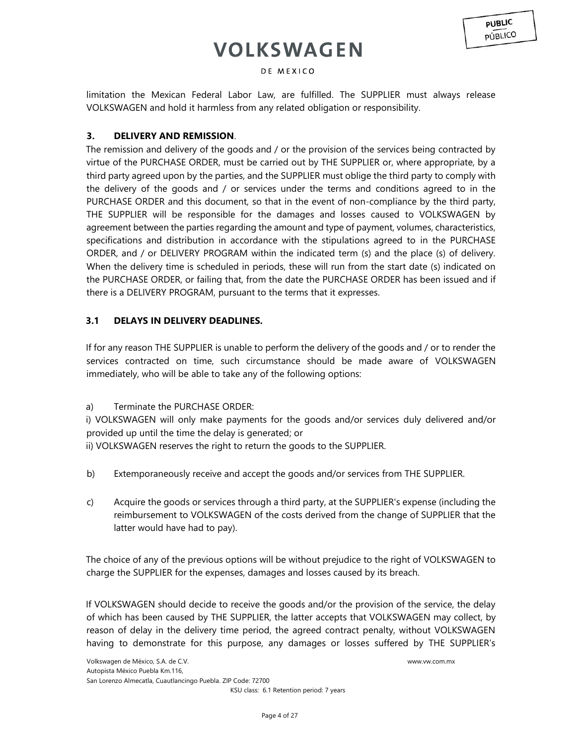limitation the Mexican Federal Labor Law, are fulfilled. The SUPPLIER must always release VOLKSWAGEN and hold it harmless from any related obligation or responsibility.

### 3. DELIVERY AND REMISSION.

The remission and delivery of the goods and / or the provision of the services being contracted by virtue of the PURCHASE ORDER, must be carried out by THE SUPPLIER or, where appropriate, by a third party agreed upon by the parties, and the SUPPLIER must oblige the third party to comply with the delivery of the goods and / or services under the terms and conditions agreed to in the PURCHASE ORDER and this document, so that in the event of non-compliance by the third party, THE SUPPLIER will be responsible for the damages and losses caused to VOLKSWAGEN by agreement between the parties regarding the amount and type of payment, volumes, characteristics, specifications and distribution in accordance with the stipulations agreed to in the PURCHASE ORDER, and / or DELIVERY PROGRAM within the indicated term (s) and the place (s) of delivery. When the delivery time is scheduled in periods, these will run from the start date (s) indicated on the PURCHASE ORDER, or failing that, from the date the PURCHASE ORDER has been issued and if there is a DELIVERY PROGRAM, pursuant to the terms that it expresses.

### 3.1 DELAYS IN DELIVERY DEADLINES.

If for any reason THE SUPPLIER is unable to perform the delivery of the goods and / or to render the services contracted on time, such circumstance should be made aware of VOLKSWAGEN immediately, who will be able to take any of the following options:

a) Terminate the PURCHASE ORDER:

i) VOLKSWAGEN will only make payments for the goods and/or services duly delivered and/or provided up until the time the delay is generated; or

ii) VOLKSWAGEN reserves the right to return the goods to the SUPPLIER.

b) Extemporaneously receive and accept the goods and/or services from THE SUPPLIER.

c) Acquire the goods or services through a third party, at the SUPPLIER's expense (including the reimbursement to VOLKSWAGEN of the costs derived from the change of SUPPLIER that the latter would have had to pay).

The choice of any of the previous options will be without prejudice to the right of VOLKSWAGEN to charge the SUPPLIER for the expenses, damages and losses caused by its breach.

If VOLKSWAGEN should decide to receive the goods and/or the provision of the service, the delay of which has been caused by THE SUPPLIER, the latter accepts that VOLKSWAGEN may collect, by reason of delay in the delivery time period, the agreed contract penalty, without VOLKSWAGEN having to demonstrate for this purpose, any damages or losses suffered by THE SUPPLIER's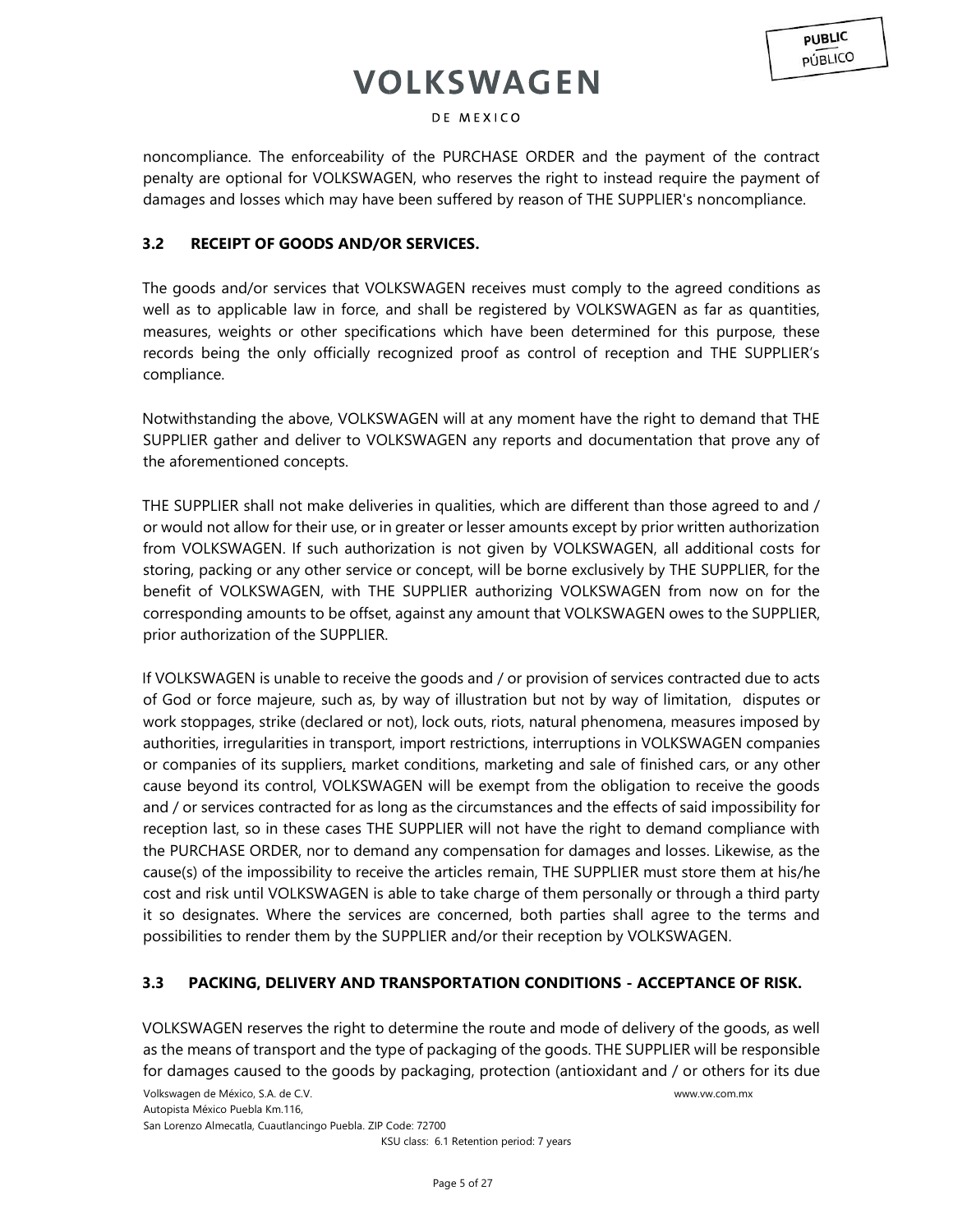noncompliance. The enforceability of the PURCHASE ORDER and the payment of the contract penalty are optional for VOLKSWAGEN, who reserves the right to instead require the payment of damages and losses which may have been suffered by reason of THE SUPPLIER's noncompliance.

### 3.2 RECEIPT OF GOODS AND/OR SERVICES.

The goods and/or services that VOLKSWAGEN receives must comply to the agreed conditions as well as to applicable law in force, and shall be registered by VOLKSWAGEN as far as quantities, measures, weights or other specifications which have been determined for this purpose, these records being the only officially recognized proof as control of reception and THE SUPPLIER's compliance.

Notwithstanding the above, VOLKSWAGEN will at any moment have the right to demand that THE SUPPLIER gather and deliver to VOLKSWAGEN any reports and documentation that prove any of the aforementioned concepts.

THE SUPPLIER shall not make deliveries in qualities, which are different than those agreed to and / or would not allow for their use, or in greater or lesser amounts except by prior written authorization from VOLKSWAGEN. If such authorization is not given by VOLKSWAGEN, all additional costs for storing, packing or any other service or concept, will be borne exclusively by THE SUPPLIER, for the benefit of VOLKSWAGEN, with THE SUPPLIER authorizing VOLKSWAGEN from now on for the corresponding amounts to be offset, against any amount that VOLKSWAGEN owes to the SUPPLIER, prior authorization of the SUPPLIER.

If VOLKSWAGEN is unable to receive the goods and / or provision of services contracted due to acts of God or force majeure, such as, by way of illustration but not by way of limitation, disputes or work stoppages, strike (declared or not), lock outs, riots, natural phenomena, measures imposed by authorities, irregularities in transport, import restrictions, interruptions in VOLKSWAGEN companies or companies of its suppliers, market conditions, marketing and sale of finished cars, or any other cause beyond its control, VOLKSWAGEN will be exempt from the obligation to receive the goods and / or services contracted for as long as the circumstances and the effects of said impossibility for reception last, so in these cases THE SUPPLIER will not have the right to demand compliance with the PURCHASE ORDER, nor to demand any compensation for damages and losses. Likewise, as the cause(s) of the impossibility to receive the articles remain, THE SUPPLIER must store them at his/he cost and risk until VOLKSWAGEN is able to take charge of them personally or through a third party it so designates. Where the services are concerned, both parties shall agree to the terms and possibilities to render them by the SUPPLIER and/or their reception by VOLKSWAGEN.

### 3.3 PACKING, DELIVERY AND TRANSPORTATION CONDITIONS - ACCEPTANCE OF RISK.

VOLKSWAGEN reserves the right to determine the route and mode of delivery of the goods, as well as the means of transport and the type of packaging of the goods. THE SUPPLIER will be responsible for damages caused to the goods by packaging, protection (antioxidant and / or others for its due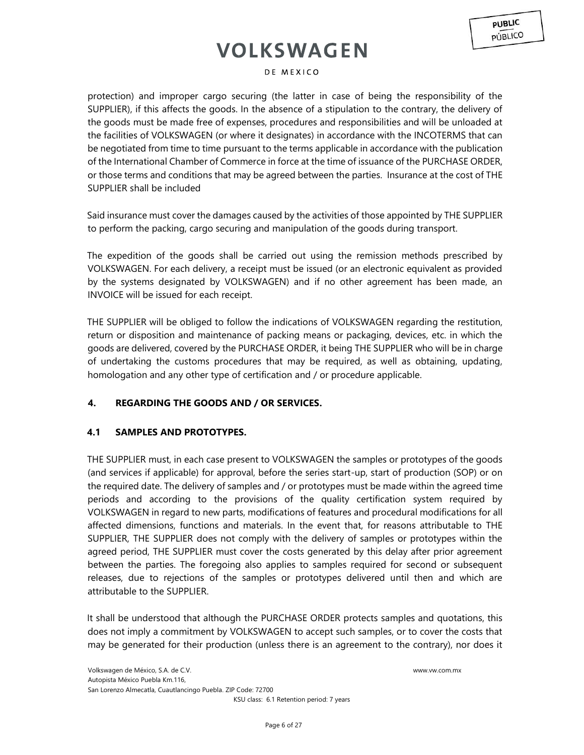protection) and improper cargo securing (the latter in case of being the responsibility of the SUPPLIER), if this affects the goods. In the absence of a stipulation to the contrary, the delivery of the goods must be made free of expenses, procedures and responsibilities and will be unloaded at the facilities of VOLKSWAGEN (or where it designates) in accordance with the INCOTERMS that can be negotiated from time to time pursuant to the terms applicable in accordance with the publication of the International Chamber of Commerce in force at the time of issuance of the PURCHASE ORDER, or those terms and conditions that may be agreed between the parties. Insurance at the cost of THE SUPPLIER shall be included

Said insurance must cover the damages caused by the activities of those appointed by THE SUPPLIER to perform the packing, cargo securing and manipulation of the goods during transport.

The expedition of the goods shall be carried out using the remission methods prescribed by VOLKSWAGEN. For each delivery, a receipt must be issued (or an electronic equivalent as provided by the systems designated by VOLKSWAGEN) and if no other agreement has been made, an INVOICE will be issued for each receipt.

THE SUPPLIER will be obliged to follow the indications of VOLKSWAGEN regarding the restitution, return or disposition and maintenance of packing means or packaging, devices, etc. in which the goods are delivered, covered by the PURCHASE ORDER, it being THE SUPPLIER who will be in charge of undertaking the customs procedures that may be required, as well as obtaining, updating, homologation and any other type of certification and / or procedure applicable.

## 4. REGARDING THE GOODS AND / OR SERVICES.

### 4.1 SAMPLES AND PROTOTYPES.

THE SUPPLIER must, in each case present to VOLKSWAGEN the samples or prototypes of the goods (and services if applicable) for approval, before the series start-up, start of production (SOP) or on the required date. The delivery of samples and / or prototypes must be made within the agreed time periods and according to the provisions of the quality certification system required by VOLKSWAGEN in regard to new parts, modifications of features and procedural modifications for all affected dimensions, functions and materials. In the event that, for reasons attributable to THE SUPPLIER, THE SUPPLIER does not comply with the delivery of samples or prototypes within the agreed period, THE SUPPLIER must cover the costs generated by this delay after prior agreement between the parties. The foregoing also applies to samples required for second or subsequent releases, due to rejections of the samples or prototypes delivered until then and which are attributable to the SUPPLIER.

It shall be understood that although the PURCHASE ORDER protects samples and quotations, this does not imply a commitment by VOLKSWAGEN to accept such samples, or to cover the costs that may be generated for their production (unless there is an agreement to the contrary), nor does it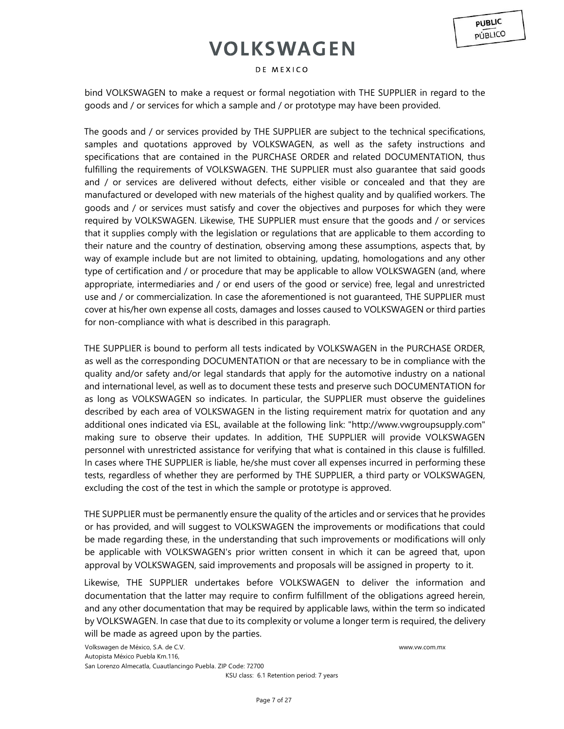bind VOLKSWAGEN to make a request or formal negotiation with THE SUPPLIER in regard to the goods and / or services for which a sample and / or prototype may have been provided.

The goods and / or services provided by THE SUPPLIER are subject to the technical specifications, samples and quotations approved by VOLKSWAGEN, as well as the safety instructions and specifications that are contained in the PURCHASE ORDER and related DOCUMENTATION, thus fulfilling the requirements of VOLKSWAGEN. THE SUPPLIER must also guarantee that said goods and / or services are delivered without defects, either visible or concealed and that they are manufactured or developed with new materials of the highest quality and by qualified workers. The goods and / or services must satisfy and cover the objectives and purposes for which they were required by VOLKSWAGEN. Likewise, THE SUPPLIER must ensure that the goods and / or services that it supplies comply with the legislation or regulations that are applicable to them according to their nature and the country of destination, observing among these assumptions, aspects that, by way of example include but are not limited to obtaining, updating, homologations and any other type of certification and / or procedure that may be applicable to allow VOLKSWAGEN (and, where appropriate, intermediaries and / or end users of the good or service) free, legal and unrestricted use and / or commercialization. In case the aforementioned is not guaranteed, THE SUPPLIER must cover at his/her own expense all costs, damages and losses caused to VOLKSWAGEN or third parties for non-compliance with what is described in this paragraph.

THE SUPPLIER is bound to perform all tests indicated by VOLKSWAGEN in the PURCHASE ORDER, as well as the corresponding DOCUMENTATION or that are necessary to be in compliance with the quality and/or safety and/or legal standards that apply for the automotive industry on a national and international level, as well as to document these tests and preserve such DOCUMENTATION for as long as VOLKSWAGEN so indicates. In particular, the SUPPLIER must observe the guidelines described by each area of VOLKSWAGEN in the listing requirement matrix for quotation and any additional ones indicated via ESL, available at the following link: "http://www.vwgroupsupply.com" making sure to observe their updates. In addition, THE SUPPLIER will provide VOLKSWAGEN personnel with unrestricted assistance for verifying that what is contained in this clause is fulfilled. In cases where THE SUPPLIER is liable, he/she must cover all expenses incurred in performing these tests, regardless of whether they are performed by THE SUPPLIER, a third party or VOLKSWAGEN, excluding the cost of the test in which the sample or prototype is approved.

THE SUPPLIER must be permanently ensure the quality of the articles and or services that he provides or has provided, and will suggest to VOLKSWAGEN the improvements or modifications that could be made regarding these, in the understanding that such improvements or modifications will only be applicable with VOLKSWAGEN's prior written consent in which it can be agreed that, upon approval by VOLKSWAGEN, said improvements and proposals will be assigned in property to it.

Likewise, THE SUPPLIER undertakes before VOLKSWAGEN to deliver the information and documentation that the latter may require to confirm fulfillment of the obligations agreed herein, and any other documentation that may be required by applicable laws, within the term so indicated by VOLKSWAGEN. In case that due to its complexity or volume a longer term is required, the delivery will be made as agreed upon by the parties.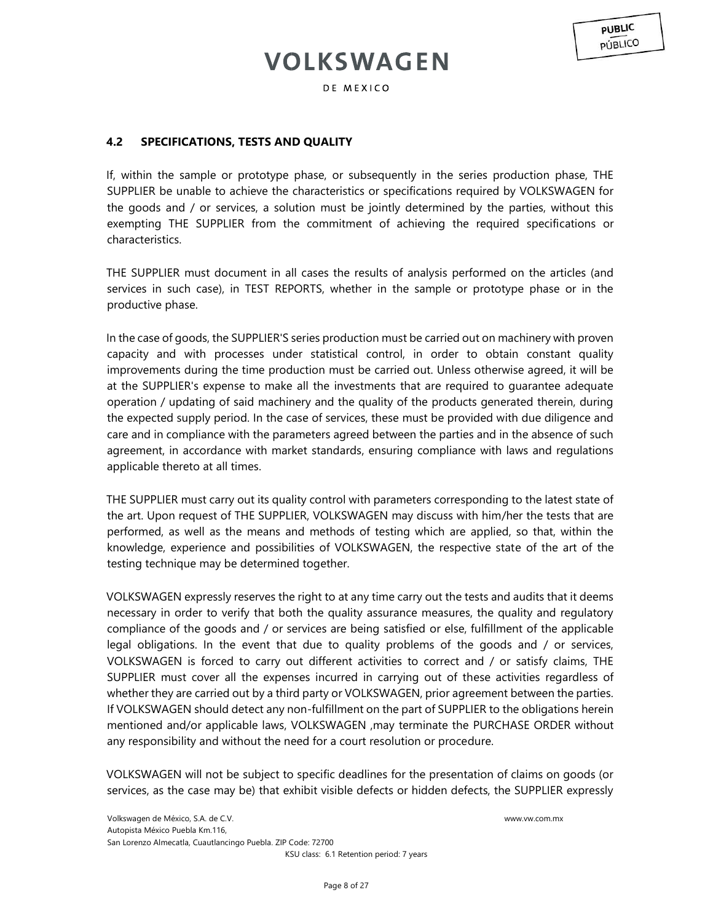### 4.2 SPECIFICATIONS, TESTS AND QUALITY

If, within the sample or prototype phase, or subsequently in the series production phase, THE SUPPLIER be unable to achieve the characteristics or specifications required by VOLKSWAGEN for the goods and / or services, a solution must be jointly determined by the parties, without this exempting THE SUPPLIER from the commitment of achieving the required specifications or characteristics.

THE SUPPLIER must document in all cases the results of analysis performed on the articles (and services in such case), in TEST REPORTS, whether in the sample or prototype phase or in the productive phase.

In the case of goods, the SUPPLIER'S series production must be carried out on machinery with proven capacity and with processes under statistical control, in order to obtain constant quality improvements during the time production must be carried out. Unless otherwise agreed, it will be at the SUPPLIER's expense to make all the investments that are required to guarantee adequate operation / updating of said machinery and the quality of the products generated therein, during the expected supply period. In the case of services, these must be provided with due diligence and care and in compliance with the parameters agreed between the parties and in the absence of such agreement, in accordance with market standards, ensuring compliance with laws and regulations applicable thereto at all times.

THE SUPPLIER must carry out its quality control with parameters corresponding to the latest state of the art. Upon request of THE SUPPLIER, VOLKSWAGEN may discuss with him/her the tests that are performed, as well as the means and methods of testing which are applied, so that, within the knowledge, experience and possibilities of VOLKSWAGEN, the respective state of the art of the testing technique may be determined together.

VOLKSWAGEN expressly reserves the right to at any time carry out the tests and audits that it deems necessary in order to verify that both the quality assurance measures, the quality and regulatory compliance of the goods and / or services are being satisfied or else, fulfillment of the applicable legal obligations. In the event that due to quality problems of the goods and / or services, VOLKSWAGEN is forced to carry out different activities to correct and / or satisfy claims, THE SUPPLIER must cover all the expenses incurred in carrying out of these activities regardless of whether they are carried out by a third party or VOLKSWAGEN, prior agreement between the parties. If VOLKSWAGEN should detect any non-fulfillment on the part of SUPPLIER to the obligations herein mentioned and/or applicable laws, VOLKSWAGEN ,may terminate the PURCHASE ORDER without any responsibility and without the need for a court resolution or procedure.

VOLKSWAGEN will not be subject to specific deadlines for the presentation of claims on goods (or services, as the case may be) that exhibit visible defects or hidden defects, the SUPPLIER expressly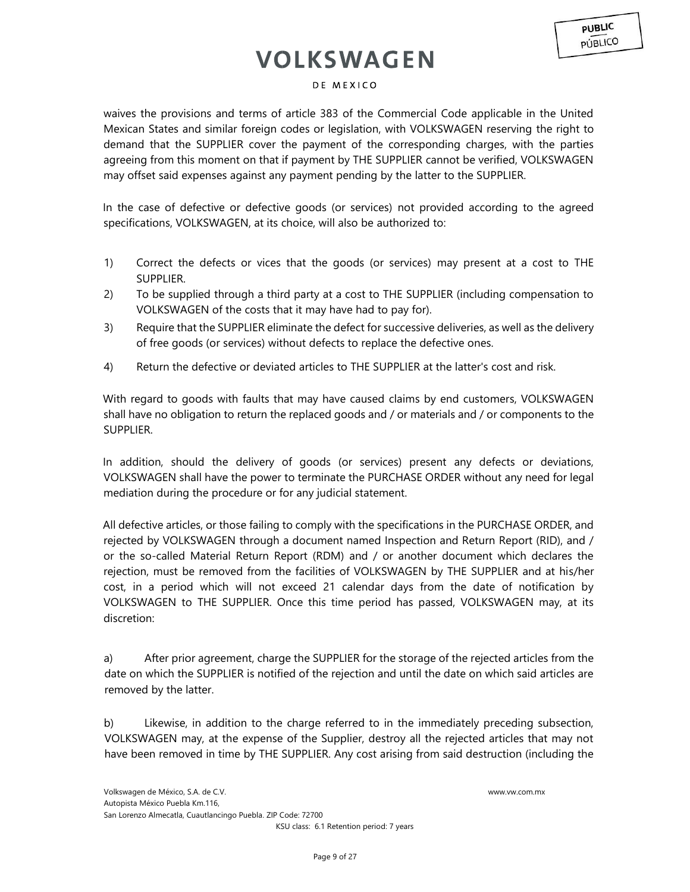waives the provisions and terms of article 383 of the Commercial Code applicable in the United Mexican States and similar foreign codes or legislation, with VOLKSWAGEN reserving the right to demand that the SUPPLIER cover the payment of the corresponding charges, with the parties agreeing from this moment on that if payment by THE SUPPLIER cannot be verified, VOLKSWAGEN may offset said expenses against any payment pending by the latter to the SUPPLIER.

In the case of defective or defective goods (or services) not provided according to the agreed specifications, VOLKSWAGEN, at its choice, will also be authorized to:

1) Correct the defects or vices that the goods (or services) may present at a cost to THE SUPPLIER.
2) To be supplied through a third party at a cost to THE SUPPLIER (including compensation to VOLKSWAGEN of the costs that it may have had to pay for).
3) Require that the SUPPLIER eliminate the defect for successive deliveries, as well as the delivery of free goods (or services) without defects to replace the defective ones.
4) Return the defective or deviated articles to THE SUPPLIER at the latter's cost and risk.

With regard to goods with faults that may have caused claims by end customers, VOLKSWAGEN shall have no obligation to return the replaced goods and / or materials and / or components to the SUPPLIER.

In addition, should the delivery of goods (or services) present any defects or deviations, VOLKSWAGEN shall have the power to terminate the PURCHASE ORDER without any need for legal mediation during the procedure or for any judicial statement.

All defective articles, or those failing to comply with the specifications in the PURCHASE ORDER, and rejected by VOLKSWAGEN through a document named Inspection and Return Report (RID), and / or the so-called Material Return Report (RDM) and / or another document which declares the rejection, must be removed from the facilities of VOLKSWAGEN by THE SUPPLIER and at his/her cost, in a period which will not exceed 21 calendar days from the date of notification by VOLKSWAGEN to THE SUPPLIER. Once this time period has passed, VOLKSWAGEN may, at its discretion:

a) After prior agreement, charge the SUPPLIER for the storage of the rejected articles from the date on which the SUPPLIER is notified of the rejection and until the date on which said articles are removed by the latter.

b) Likewise, in addition to the charge referred to in the immediately preceding subsection, VOLKSWAGEN may, at the expense of the Supplier, destroy all the rejected articles that may not have been removed in time by THE SUPPLIER. Any cost arising from said destruction (including the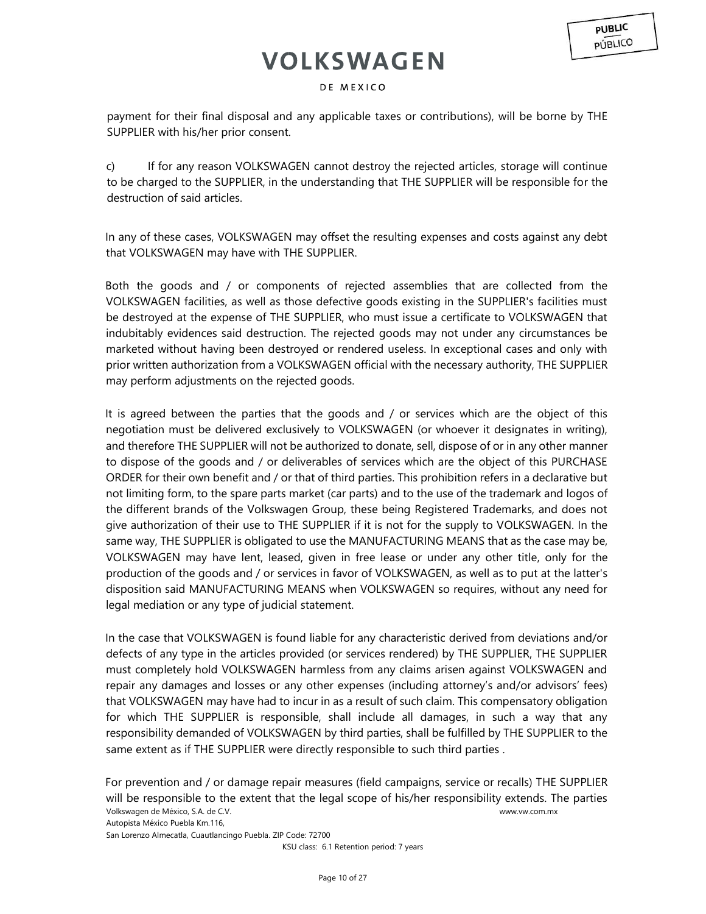payment for their final disposal and any applicable taxes or contributions), will be borne by THE SUPPLIER with his/her prior consent.

c) If for any reason VOLKSWAGEN cannot destroy the rejected articles, storage will continue to be charged to the SUPPLIER, in the understanding that THE SUPPLIER will be responsible for the destruction of said articles.

In any of these cases, VOLKSWAGEN may offset the resulting expenses and costs against any debt that VOLKSWAGEN may have with THE SUPPLIER.

Both the goods and / or components of rejected assemblies that are collected from the VOLKSWAGEN facilities, as well as those defective goods existing in the SUPPLIER's facilities must be destroyed at the expense of THE SUPPLIER, who must issue a certificate to VOLKSWAGEN that indubitably evidences said destruction. The rejected goods may not under any circumstances be marketed without having been destroyed or rendered useless. In exceptional cases and only with prior written authorization from a VOLKSWAGEN official with the necessary authority, THE SUPPLIER may perform adjustments on the rejected goods.

It is agreed between the parties that the goods and / or services which are the object of this negotiation must be delivered exclusively to VOLKSWAGEN (or whoever it designates in writing), and therefore THE SUPPLIER will not be authorized to donate, sell, dispose of or in any other manner to dispose of the goods and / or deliverables of services which are the object of this PURCHASE ORDER for their own benefit and / or that of third parties. This prohibition refers in a declarative but not limiting form, to the spare parts market (car parts) and to the use of the trademark and logos of the different brands of the Volkswagen Group, these being Registered Trademarks, and does not give authorization of their use to THE SUPPLIER if it is not for the supply to VOLKSWAGEN. In the same way, THE SUPPLIER is obligated to use the MANUFACTURING MEANS that as the case may be, VOLKSWAGEN may have lent, leased, given in free lease or under any other title, only for the production of the goods and / or services in favor of VOLKSWAGEN, as well as to put at the latter's disposition said MANUFACTURING MEANS when VOLKSWAGEN so requires, without any need for legal mediation or any type of judicial statement.

In the case that VOLKSWAGEN is found liable for any characteristic derived from deviations and/or defects of any type in the articles provided (or services rendered) by THE SUPPLIER, THE SUPPLIER must completely hold VOLKSWAGEN harmless from any claims arisen against VOLKSWAGEN and repair any damages and losses or any other expenses (including attorney's and/or advisors' fees) that VOLKSWAGEN may have had to incur in as a result of such claim. This compensatory obligation for which THE SUPPLIER is responsible, shall include all damages, in such a way that any responsibility demanded of VOLKSWAGEN by third parties, shall be fulfilled by THE SUPPLIER to the same extent as if THE SUPPLIER were directly responsible to such third parties .

For prevention and / or damage repair measures (field campaigns, service or recalls) THE SUPPLIER will be responsible to the extent that the legal scope of his/her responsibility extends. The parties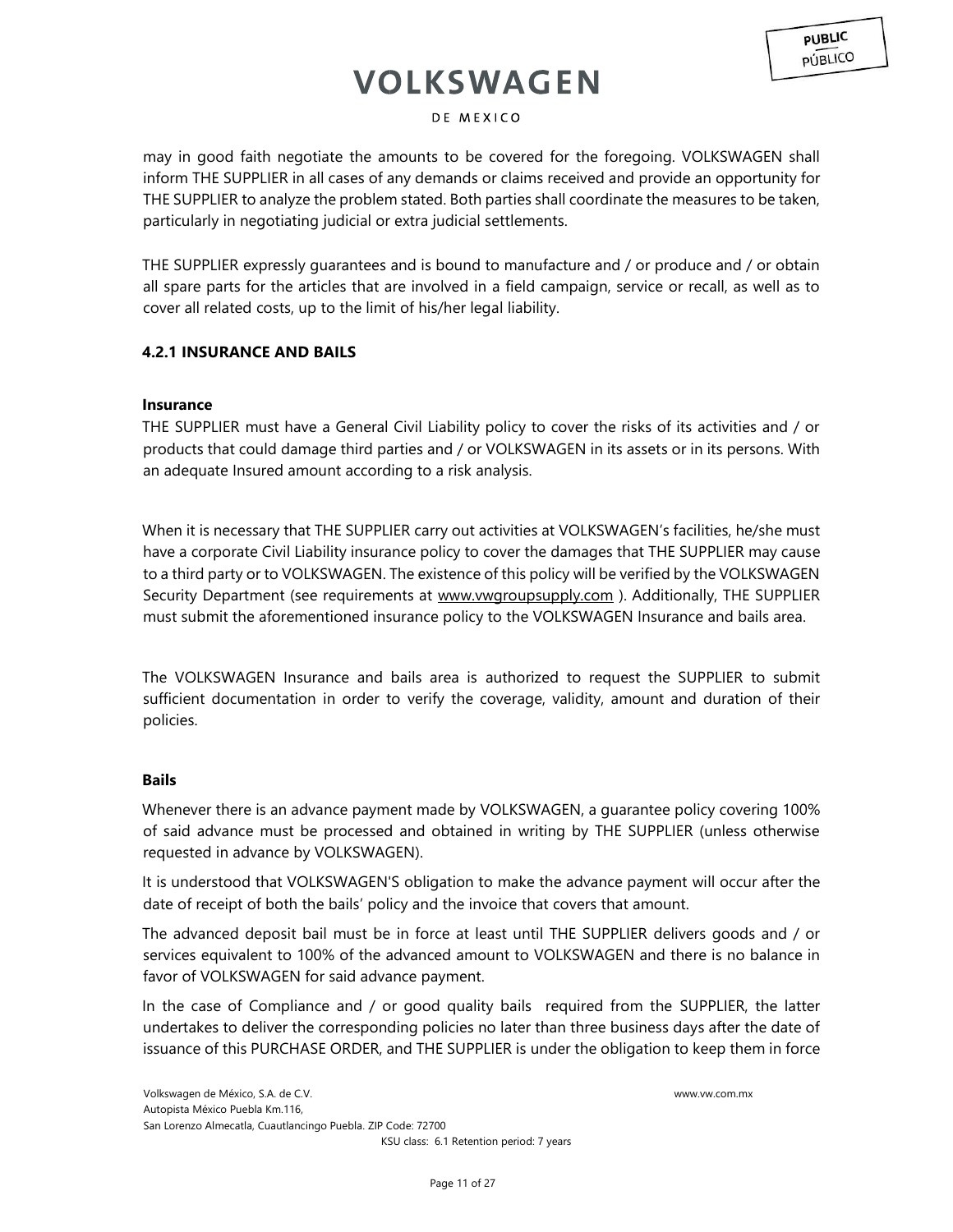may in good faith negotiate the amounts to be covered for the foregoing. VOLKSWAGEN shall inform THE SUPPLIER in all cases of any demands or claims received and provide an opportunity for THE SUPPLIER to analyze the problem stated. Both parties shall coordinate the measures to be taken, particularly in negotiating judicial or extra judicial settlements.

THE SUPPLIER expressly guarantees and is bound to manufacture and / or produce and / or obtain all spare parts for the articles that are involved in a field campaign, service or recall, as well as to cover all related costs, up to the limit of his/her legal liability.

### 4.2.1 INSURANCE AND BAILS

**Insurance**

THE SUPPLIER must have a General Civil Liability policy to cover the risks of its activities and / or products that could damage third parties and / or VOLKSWAGEN in its assets or in its persons. With an adequate Insured amount according to a risk analysis.

When it is necessary that THE SUPPLIER carry out activities at VOLKSWAGEN's facilities, he/she must have a corporate Civil Liability insurance policy to cover the damages that THE SUPPLIER may cause to a third party or to VOLKSWAGEN. The existence of this policy will be verified by the VOLKSWAGEN Security Department (see requirements at www.vwgroupsupply.com ). Additionally, THE SUPPLIER must submit the aforementioned insurance policy to the VOLKSWAGEN Insurance and bails area.

The VOLKSWAGEN Insurance and bails area is authorized to request the SUPPLIER to submit sufficient documentation in order to verify the coverage, validity, amount and duration of their policies.

**Bails**

Whenever there is an advance payment made by VOLKSWAGEN, a guarantee policy covering 100% of said advance must be processed and obtained in writing by THE SUPPLIER (unless otherwise requested in advance by VOLKSWAGEN).

It is understood that VOLKSWAGEN'S obligation to make the advance payment will occur after the date of receipt of both the bails' policy and the invoice that covers that amount.

The advanced deposit bail must be in force at least until THE SUPPLIER delivers goods and / or services equivalent to 100% of the advanced amount to VOLKSWAGEN and there is no balance in favor of VOLKSWAGEN for said advance payment.

In the case of Compliance and / or good quality bails required from the SUPPLIER, the latter undertakes to deliver the corresponding policies no later than three business days after the date of issuance of this PURCHASE ORDER, and THE SUPPLIER is under the obligation to keep them in force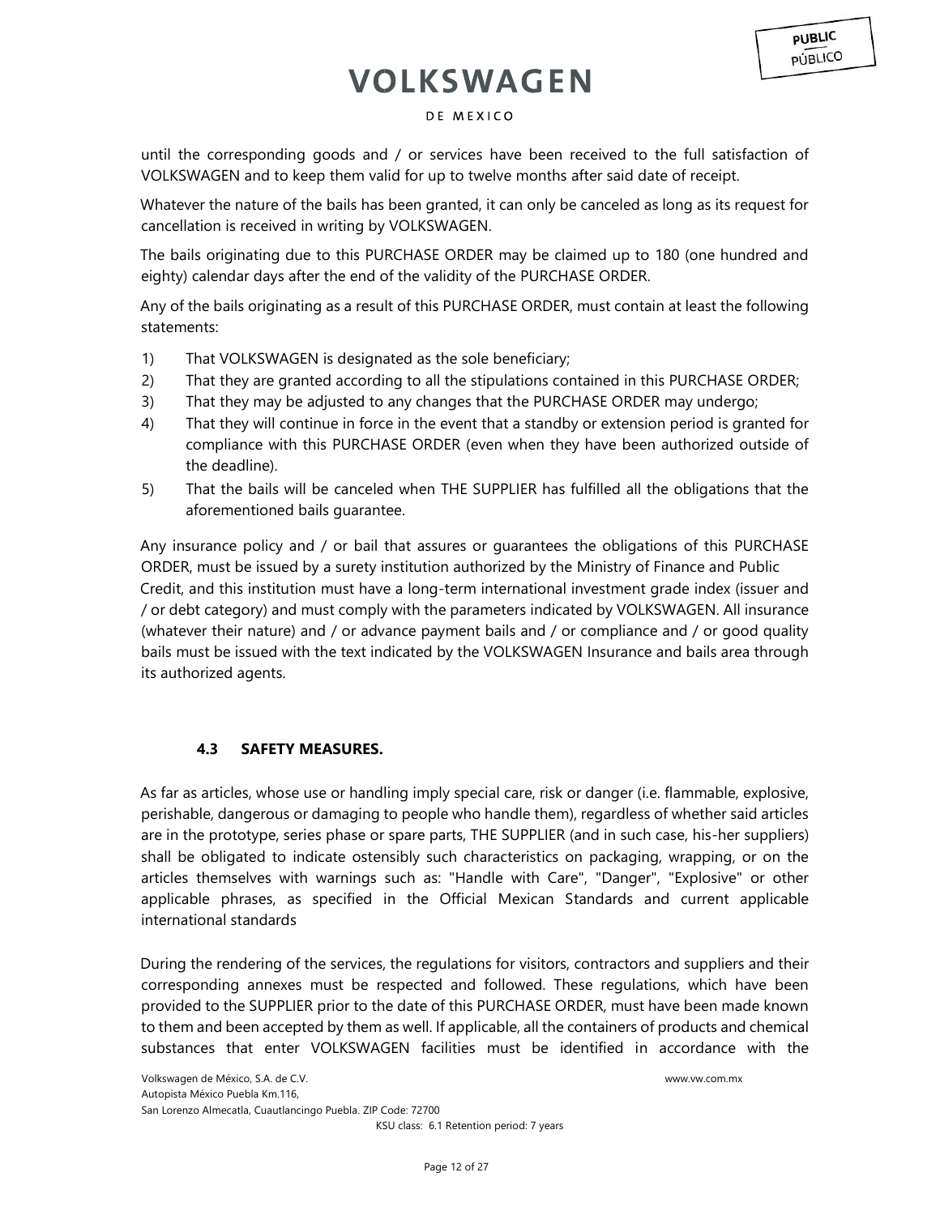until the corresponding goods and / or services have been received to the full satisfaction of VOLKSWAGEN and to keep them valid for up to twelve months after said date of receipt.

Whatever the nature of the bails has been granted, it can only be canceled as long as its request for cancellation is received in writing by VOLKSWAGEN.

The bails originating due to this PURCHASE ORDER may be claimed up to 180 (one hundred and eighty) calendar days after the end of the validity of the PURCHASE ORDER.

Any of the bails originating as a result of this PURCHASE ORDER, must contain at least the following statements:

1) That VOLKSWAGEN is designated as the sole beneficiary;
2) That they are granted according to all the stipulations contained in this PURCHASE ORDER;
3) That they may be adjusted to any changes that the PURCHASE ORDER may undergo;
4) That they will continue in force in the event that a standby or extension period is granted for compliance with this PURCHASE ORDER (even when they have been authorized outside of the deadline).
5) That the bails will be canceled when THE SUPPLIER has fulfilled all the obligations that the aforementioned bails guarantee.

Any insurance policy and / or bail that assures or guarantees the obligations of this PURCHASE ORDER, must be issued by a surety institution authorized by the Ministry of Finance and Public Credit, and this institution must have a long-term international investment grade index (issuer and / or debt category) and must comply with the parameters indicated by VOLKSWAGEN. All insurance (whatever their nature) and / or advance payment bails and / or compliance and / or good quality bails must be issued with the text indicated by the VOLKSWAGEN Insurance and bails area through its authorized agents.

### 4.3 SAFETY MEASURES.

As far as articles, whose use or handling imply special care, risk or danger (i.e. flammable, explosive, perishable, dangerous or damaging to people who handle them), regardless of whether said articles are in the prototype, series phase or spare parts, THE SUPPLIER (and in such case, his-her suppliers) shall be obligated to indicate ostensibly such characteristics on packaging, wrapping, or on the articles themselves with warnings such as: "Handle with Care", "Danger", "Explosive" or other applicable phrases, as specified in the Official Mexican Standards and current applicable international standards

During the rendering of the services, the regulations for visitors, contractors and suppliers and their corresponding annexes must be respected and followed. These regulations, which have been provided to the SUPPLIER prior to the date of this PURCHASE ORDER, must have been made known to them and been accepted by them as well. If applicable, all the containers of products and chemical substances that enter VOLKSWAGEN facilities must be identified in accordance with the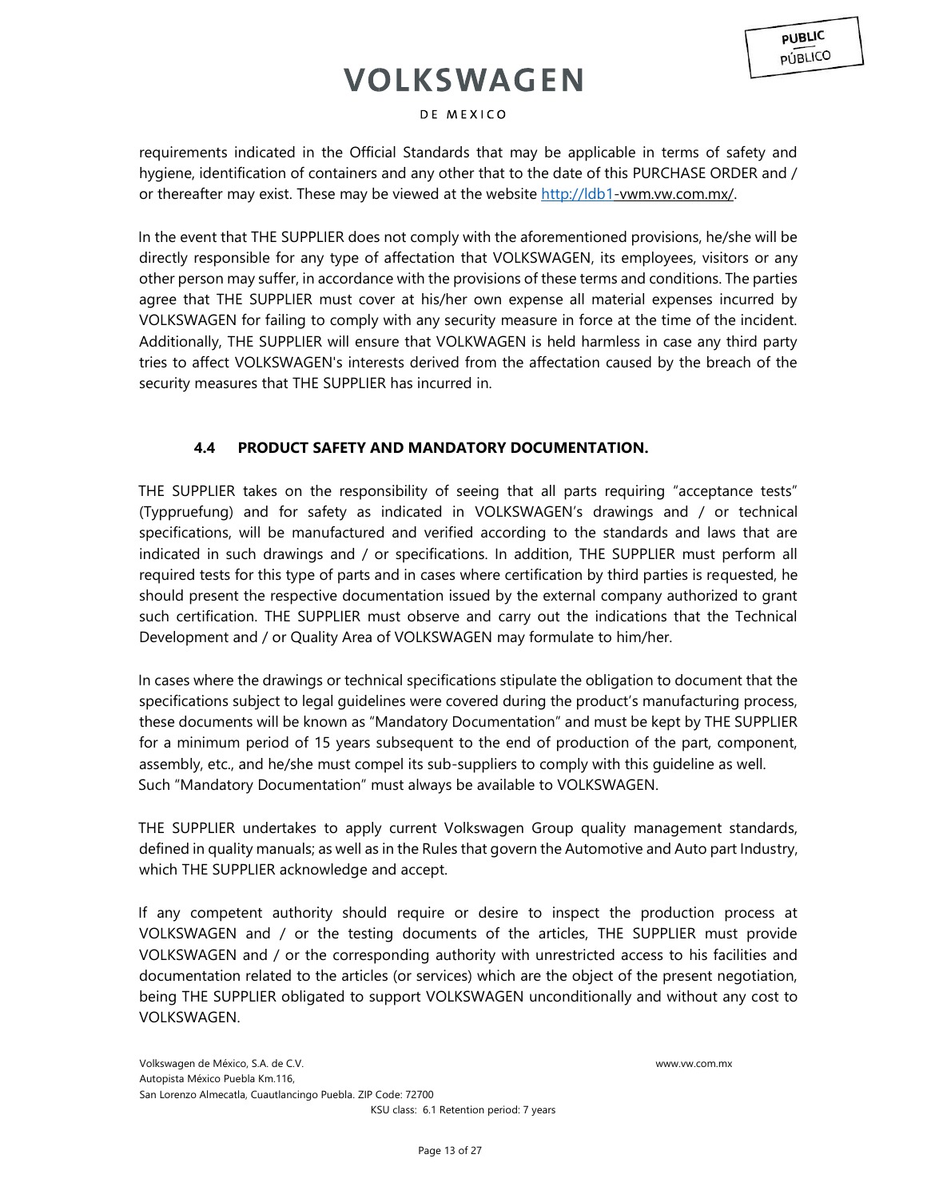requirements indicated in the Official Standards that may be applicable in terms of safety and hygiene, identification of containers and any other that to the date of this PURCHASE ORDER and / or thereafter may exist. These may be viewed at the website http://ldb1-vwm.vw.com.mx/.

In the event that THE SUPPLIER does not comply with the aforementioned provisions, he/she will be directly responsible for any type of affectation that VOLKSWAGEN, its employees, visitors or any other person may suffer, in accordance with the provisions of these terms and conditions. The parties agree that THE SUPPLIER must cover at his/her own expense all material expenses incurred by VOLKSWAGEN for failing to comply with any security measure in force at the time of the incident. Additionally, THE SUPPLIER will ensure that VOLKWAGEN is held harmless in case any third party tries to affect VOLKSWAGEN's interests derived from the affectation caused by the breach of the security measures that THE SUPPLIER has incurred in.

### 4.4 PRODUCT SAFETY AND MANDATORY DOCUMENTATION.

THE SUPPLIER takes on the responsibility of seeing that all parts requiring "acceptance tests" (Typpruefung) and for safety as indicated in VOLKSWAGEN's drawings and / or technical specifications, will be manufactured and verified according to the standards and laws that are indicated in such drawings and / or specifications. In addition, THE SUPPLIER must perform all required tests for this type of parts and in cases where certification by third parties is requested, he should present the respective documentation issued by the external company authorized to grant such certification. THE SUPPLIER must observe and carry out the indications that the Technical Development and / or Quality Area of VOLKSWAGEN may formulate to him/her.

In cases where the drawings or technical specifications stipulate the obligation to document that the specifications subject to legal guidelines were covered during the product's manufacturing process, these documents will be known as "Mandatory Documentation" and must be kept by THE SUPPLIER for a minimum period of 15 years subsequent to the end of production of the part, component, assembly, etc., and he/she must compel its sub-suppliers to comply with this guideline as well. Such "Mandatory Documentation" must always be available to VOLKSWAGEN.

THE SUPPLIER undertakes to apply current Volkswagen Group quality management standards, defined in quality manuals; as well as in the Rules that govern the Automotive and Auto part Industry, which THE SUPPLIER acknowledge and accept.

If any competent authority should require or desire to inspect the production process at VOLKSWAGEN and / or the testing documents of the articles, THE SUPPLIER must provide VOLKSWAGEN and / or the corresponding authority with unrestricted access to his facilities and documentation related to the articles (or services) which are the object of the present negotiation, being THE SUPPLIER obligated to support VOLKSWAGEN unconditionally and without any cost to VOLKSWAGEN.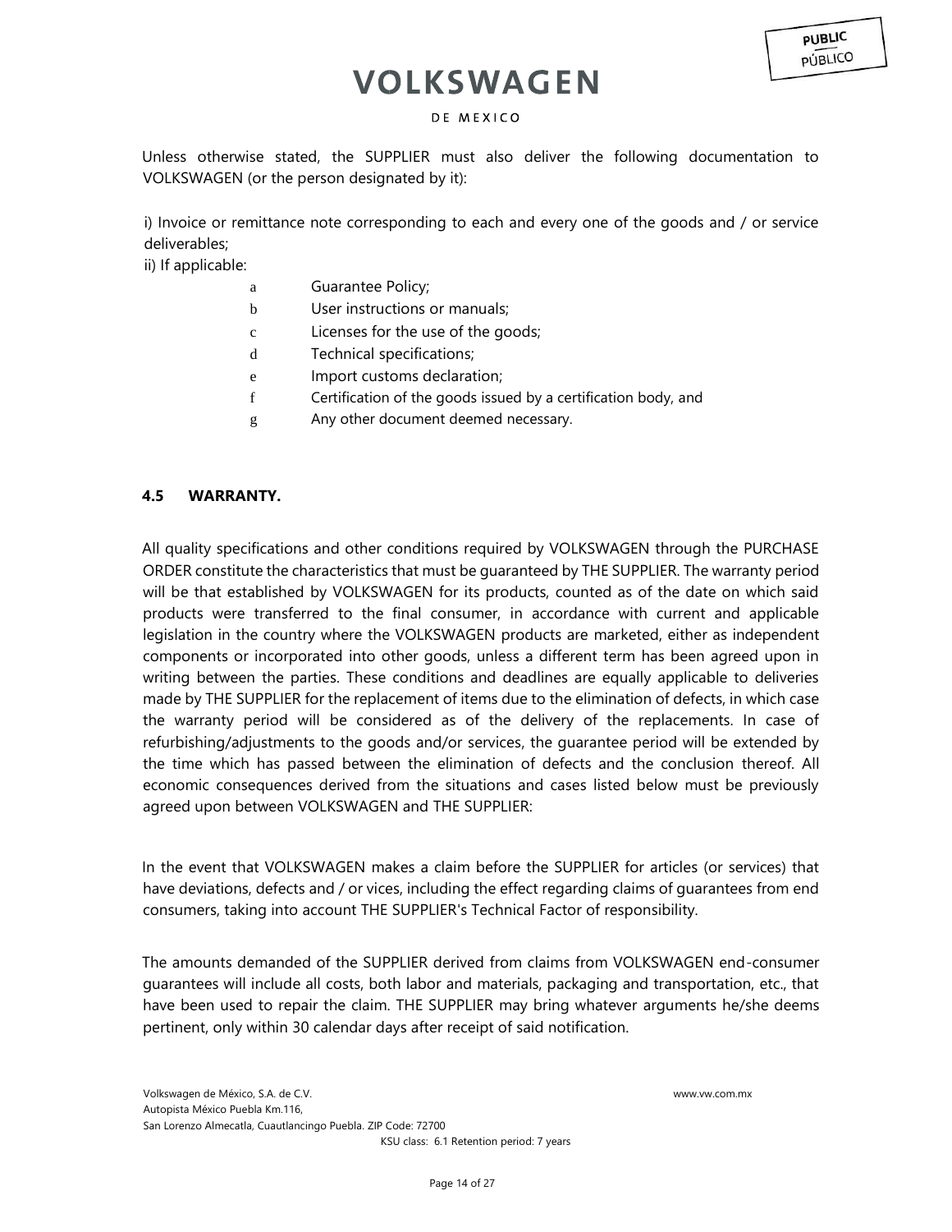Unless otherwise stated, the SUPPLIER must also deliver the following documentation to VOLKSWAGEN (or the person designated by it):

i) Invoice or remittance note corresponding to each and every one of the goods and / or service deliverables;

ii) If applicable:

- a Guarantee Policy;
- b User instructions or manuals;
- c Licenses for the use of the goods;
- d Technical specifications;
- e Import customs declaration;
- f Certification of the goods issued by a certification body, and
- g Any other document deemed necessary.

### 4.5 WARRANTY.

All quality specifications and other conditions required by VOLKSWAGEN through the PURCHASE ORDER constitute the characteristics that must be guaranteed by THE SUPPLIER. The warranty period will be that established by VOLKSWAGEN for its products, counted as of the date on which said products were transferred to the final consumer, in accordance with current and applicable legislation in the country where the VOLKSWAGEN products are marketed, either as independent components or incorporated into other goods, unless a different term has been agreed upon in writing between the parties. These conditions and deadlines are equally applicable to deliveries made by THE SUPPLIER for the replacement of items due to the elimination of defects, in which case the warranty period will be considered as of the delivery of the replacements. In case of refurbishing/adjustments to the goods and/or services, the guarantee period will be extended by the time which has passed between the elimination of defects and the conclusion thereof. All economic consequences derived from the situations and cases listed below must be previously agreed upon between VOLKSWAGEN and THE SUPPLIER:

In the event that VOLKSWAGEN makes a claim before the SUPPLIER for articles (or services) that have deviations, defects and / or vices, including the effect regarding claims of guarantees from end consumers, taking into account THE SUPPLIER's Technical Factor of responsibility.

The amounts demanded of the SUPPLIER derived from claims from VOLKSWAGEN end-consumer guarantees will include all costs, both labor and materials, packaging and transportation, etc., that have been used to repair the claim. THE SUPPLIER may bring whatever arguments he/she deems pertinent, only within 30 calendar days after receipt of said notification.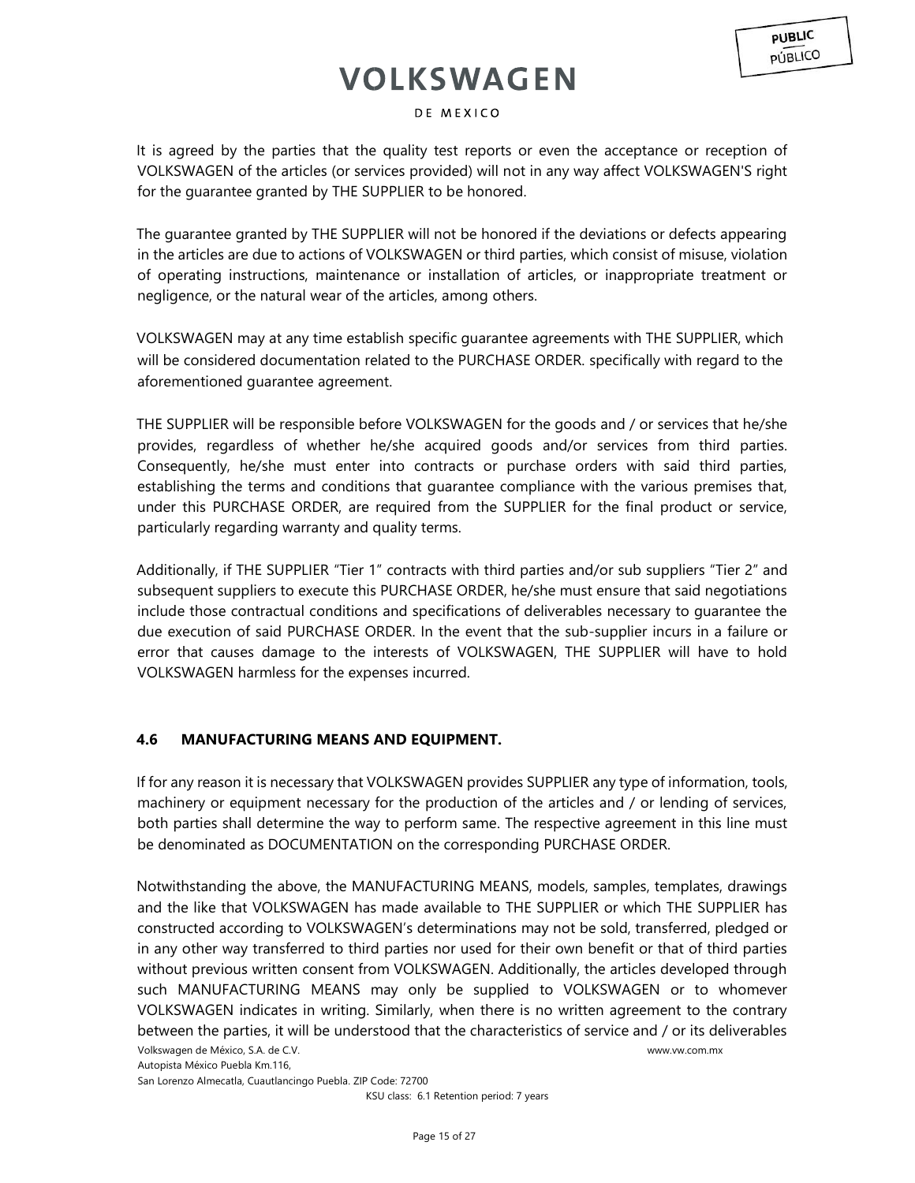It is agreed by the parties that the quality test reports or even the acceptance or reception of VOLKSWAGEN of the articles (or services provided) will not in any way affect VOLKSWAGEN'S right for the guarantee granted by THE SUPPLIER to be honored.

The guarantee granted by THE SUPPLIER will not be honored if the deviations or defects appearing in the articles are due to actions of VOLKSWAGEN or third parties, which consist of misuse, violation of operating instructions, maintenance or installation of articles, or inappropriate treatment or negligence, or the natural wear of the articles, among others.

VOLKSWAGEN may at any time establish specific guarantee agreements with THE SUPPLIER, which will be considered documentation related to the PURCHASE ORDER. specifically with regard to the aforementioned guarantee agreement.

THE SUPPLIER will be responsible before VOLKSWAGEN for the goods and / or services that he/she provides, regardless of whether he/she acquired goods and/or services from third parties. Consequently, he/she must enter into contracts or purchase orders with said third parties, establishing the terms and conditions that guarantee compliance with the various premises that, under this PURCHASE ORDER, are required from the SUPPLIER for the final product or service, particularly regarding warranty and quality terms.

Additionally, if THE SUPPLIER “Tier 1” contracts with third parties and/or sub suppliers “Tier 2” and subsequent suppliers to execute this PURCHASE ORDER, he/she must ensure that said negotiations include those contractual conditions and specifications of deliverables necessary to guarantee the due execution of said PURCHASE ORDER. In the event that the sub-supplier incurs in a failure or error that causes damage to the interests of VOLKSWAGEN, THE SUPPLIER will have to hold VOLKSWAGEN harmless for the expenses incurred.

### 4.6 MANUFACTURING MEANS AND EQUIPMENT.

If for any reason it is necessary that VOLKSWAGEN provides SUPPLIER any type of information, tools, machinery or equipment necessary for the production of the articles and / or lending of services, both parties shall determine the way to perform same. The respective agreement in this line must be denominated as DOCUMENTATION on the corresponding PURCHASE ORDER.

Notwithstanding the above, the MANUFACTURING MEANS, models, samples, templates, drawings and the like that VOLKSWAGEN has made available to THE SUPPLIER or which THE SUPPLIER has constructed according to VOLKSWAGEN’s determinations may not be sold, transferred, pledged or in any other way transferred to third parties nor used for their own benefit or that of third parties without previous written consent from VOLKSWAGEN. Additionally, the articles developed through such MANUFACTURING MEANS may only be supplied to VOLKSWAGEN or to whomever VOLKSWAGEN indicates in writing. Similarly, when there is no written agreement to the contrary between the parties, it will be understood that the characteristics of service and / or its deliverables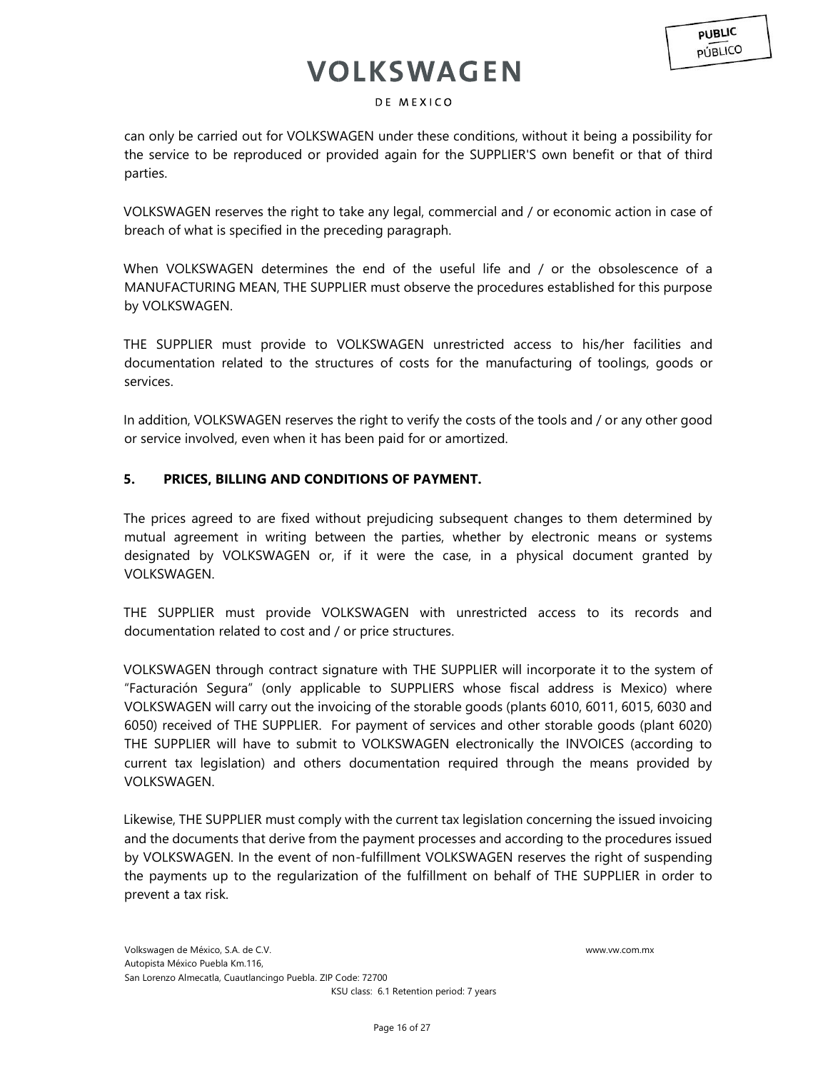can only be carried out for VOLKSWAGEN under these conditions, without it being a possibility for the service to be reproduced or provided again for the SUPPLIER'S own benefit or that of third parties.

VOLKSWAGEN reserves the right to take any legal, commercial and / or economic action in case of breach of what is specified in the preceding paragraph.

When VOLKSWAGEN determines the end of the useful life and / or the obsolescence of a MANUFACTURING MEAN, THE SUPPLIER must observe the procedures established for this purpose by VOLKSWAGEN.

THE SUPPLIER must provide to VOLKSWAGEN unrestricted access to his/her facilities and documentation related to the structures of costs for the manufacturing of toolings, goods or services.

In addition, VOLKSWAGEN reserves the right to verify the costs of the tools and / or any other good or service involved, even when it has been paid for or amortized.

## 5. PRICES, BILLING AND CONDITIONS OF PAYMENT.

The prices agreed to are fixed without prejudicing subsequent changes to them determined by mutual agreement in writing between the parties, whether by electronic means or systems designated by VOLKSWAGEN or, if it were the case, in a physical document granted by VOLKSWAGEN.

THE SUPPLIER must provide VOLKSWAGEN with unrestricted access to its records and documentation related to cost and / or price structures.

VOLKSWAGEN through contract signature with THE SUPPLIER will incorporate it to the system of "Facturación Segura" (only applicable to SUPPLIERS whose fiscal address is Mexico) where VOLKSWAGEN will carry out the invoicing of the storable goods (plants 6010, 6011, 6015, 6030 and 6050) received of THE SUPPLIER. For payment of services and other storable goods (plant 6020) THE SUPPLIER will have to submit to VOLKSWAGEN electronically the INVOICES (according to current tax legislation) and others documentation required through the means provided by VOLKSWAGEN.

Likewise, THE SUPPLIER must comply with the current tax legislation concerning the issued invoicing and the documents that derive from the payment processes and according to the procedures issued by VOLKSWAGEN. In the event of non-fulfillment VOLKSWAGEN reserves the right of suspending the payments up to the regularization of the fulfillment on behalf of THE SUPPLIER in order to prevent a tax risk.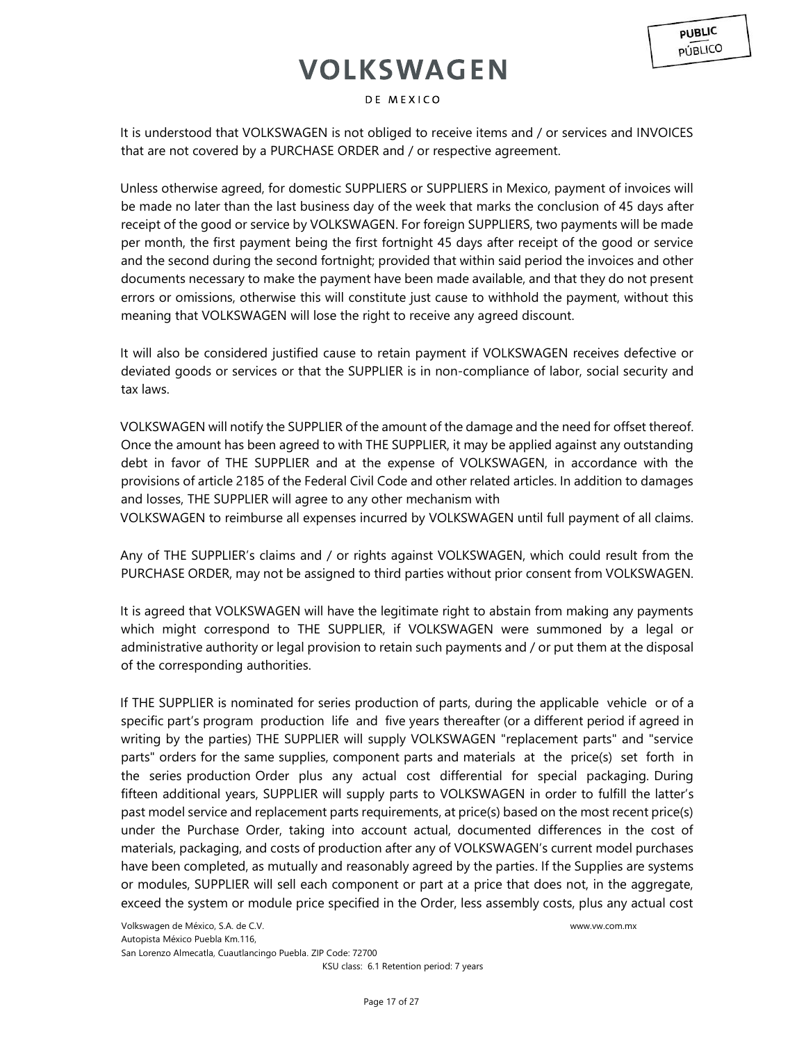It is understood that VOLKSWAGEN is not obliged to receive items and / or services and INVOICES that are not covered by a PURCHASE ORDER and / or respective agreement.

Unless otherwise agreed, for domestic SUPPLIERS or SUPPLIERS in Mexico, payment of invoices will be made no later than the last business day of the week that marks the conclusion of 45 days after receipt of the good or service by VOLKSWAGEN. For foreign SUPPLIERS, two payments will be made per month, the first payment being the first fortnight 45 days after receipt of the good or service and the second during the second fortnight; provided that within said period the invoices and other documents necessary to make the payment have been made available, and that they do not present errors or omissions, otherwise this will constitute just cause to withhold the payment, without this meaning that VOLKSWAGEN will lose the right to receive any agreed discount.

It will also be considered justified cause to retain payment if VOLKSWAGEN receives defective or deviated goods or services or that the SUPPLIER is in non-compliance of labor, social security and tax laws.

VOLKSWAGEN will notify the SUPPLIER of the amount of the damage and the need for offset thereof. Once the amount has been agreed to with THE SUPPLIER, it may be applied against any outstanding debt in favor of THE SUPPLIER and at the expense of VOLKSWAGEN, in accordance with the provisions of article 2185 of the Federal Civil Code and other related articles. In addition to damages and losses, THE SUPPLIER will agree to any other mechanism with VOLKSWAGEN to reimburse all expenses incurred by VOLKSWAGEN until full payment of all claims.

Any of THE SUPPLIER's claims and / or rights against VOLKSWAGEN, which could result from the PURCHASE ORDER, may not be assigned to third parties without prior consent from VOLKSWAGEN.

It is agreed that VOLKSWAGEN will have the legitimate right to abstain from making any payments which might correspond to THE SUPPLIER, if VOLKSWAGEN were summoned by a legal or administrative authority or legal provision to retain such payments and / or put them at the disposal of the corresponding authorities.

If THE SUPPLIER is nominated for series production of parts, during the applicable vehicle or of a specific part's program production life and five years thereafter (or a different period if agreed in writing by the parties) THE SUPPLIER will supply VOLKSWAGEN "replacement parts" and "service parts" orders for the same supplies, component parts and materials at the price(s) set forth in the series production Order plus any actual cost differential for special packaging. During fifteen additional years, SUPPLIER will supply parts to VOLKSWAGEN in order to fulfill the latter's past model service and replacement parts requirements, at price(s) based on the most recent price(s) under the Purchase Order, taking into account actual, documented differences in the cost of materials, packaging, and costs of production after any of VOLKSWAGEN's current model purchases have been completed, as mutually and reasonably agreed by the parties. If the Supplies are systems or modules, SUPPLIER will sell each component or part at a price that does not, in the aggregate, exceed the system or module price specified in the Order, less assembly costs, plus any actual cost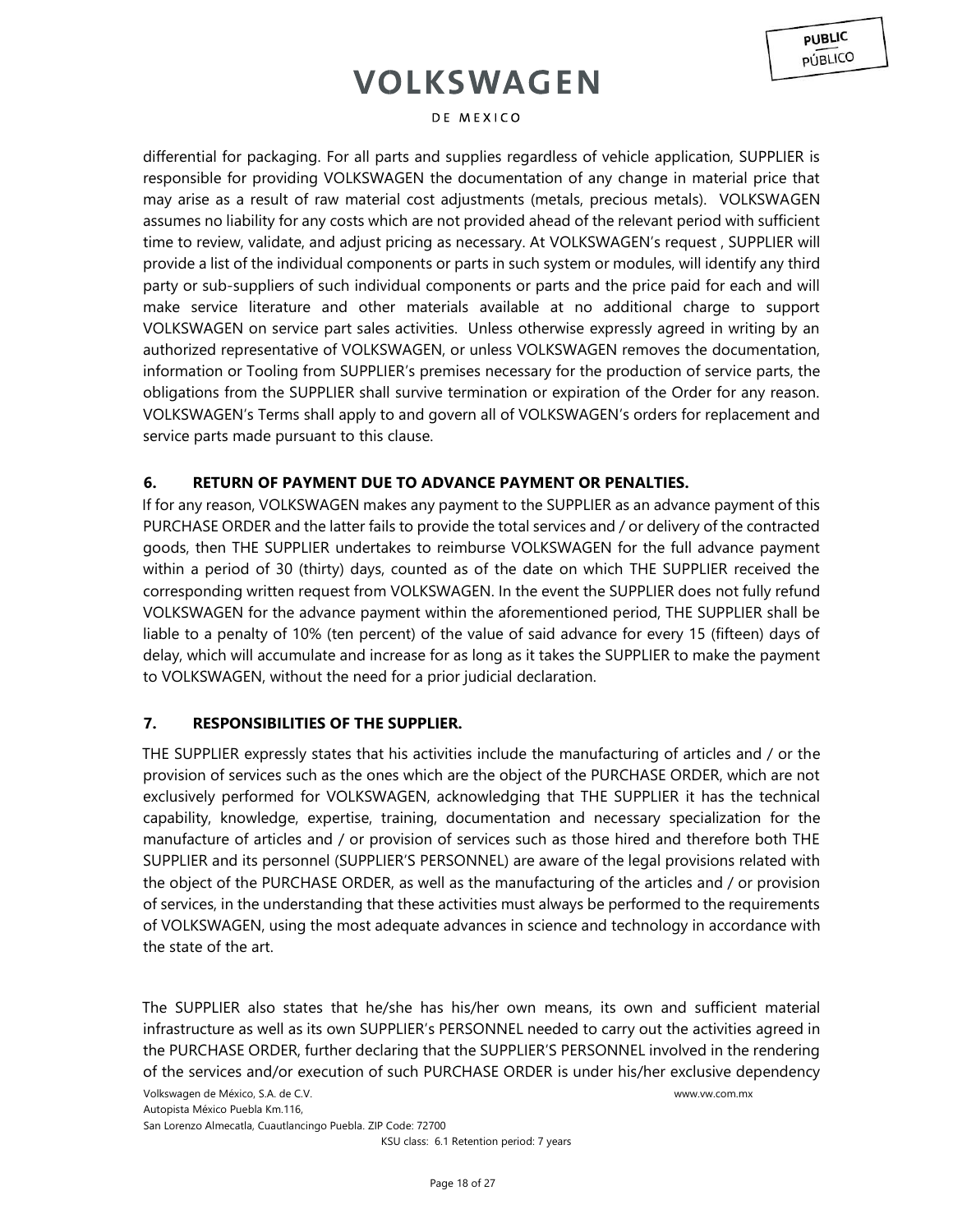differential for packaging. For all parts and supplies regardless of vehicle application, SUPPLIER is responsible for providing VOLKSWAGEN the documentation of any change in material price that may arise as a result of raw material cost adjustments (metals, precious metals). VOLKSWAGEN assumes no liability for any costs which are not provided ahead of the relevant period with sufficient time to review, validate, and adjust pricing as necessary. At VOLKSWAGEN's request , SUPPLIER will provide a list of the individual components or parts in such system or modules, will identify any third party or sub-suppliers of such individual components or parts and the price paid for each and will make service literature and other materials available at no additional charge to support VOLKSWAGEN on service part sales activities. Unless otherwise expressly agreed in writing by an authorized representative of VOLKSWAGEN, or unless VOLKSWAGEN removes the documentation, information or Tooling from SUPPLIER's premises necessary for the production of service parts, the obligations from the SUPPLIER shall survive termination or expiration of the Order for any reason. VOLKSWAGEN's Terms shall apply to and govern all of VOLKSWAGEN's orders for replacement and service parts made pursuant to this clause.

## 6. RETURN OF PAYMENT DUE TO ADVANCE PAYMENT OR PENALTIES.

If for any reason, VOLKSWAGEN makes any payment to the SUPPLIER as an advance payment of this PURCHASE ORDER and the latter fails to provide the total services and / or delivery of the contracted goods, then THE SUPPLIER undertakes to reimburse VOLKSWAGEN for the full advance payment within a period of 30 (thirty) days, counted as of the date on which THE SUPPLIER received the corresponding written request from VOLKSWAGEN. In the event the SUPPLIER does not fully refund VOLKSWAGEN for the advance payment within the aforementioned period, THE SUPPLIER shall be liable to a penalty of 10% (ten percent) of the value of said advance for every 15 (fifteen) days of delay, which will accumulate and increase for as long as it takes the SUPPLIER to make the payment to VOLKSWAGEN, without the need for a prior judicial declaration.

## 7. RESPONSIBILITIES OF THE SUPPLIER.

THE SUPPLIER expressly states that his activities include the manufacturing of articles and / or the provision of services such as the ones which are the object of the PURCHASE ORDER, which are not exclusively performed for VOLKSWAGEN, acknowledging that THE SUPPLIER it has the technical capability, knowledge, expertise, training, documentation and necessary specialization for the manufacture of articles and / or provision of services such as those hired and therefore both THE SUPPLIER and its personnel (SUPPLIER'S PERSONNEL) are aware of the legal provisions related with the object of the PURCHASE ORDER, as well as the manufacturing of the articles and / or provision of services, in the understanding that these activities must always be performed to the requirements of VOLKSWAGEN, using the most adequate advances in science and technology in accordance with the state of the art.

The SUPPLIER also states that he/she has his/her own means, its own and sufficient material infrastructure as well as its own SUPPLIER's PERSONNEL needed to carry out the activities agreed in the PURCHASE ORDER, further declaring that the SUPPLIER'S PERSONNEL involved in the rendering of the services and/or execution of such PURCHASE ORDER is under his/her exclusive dependency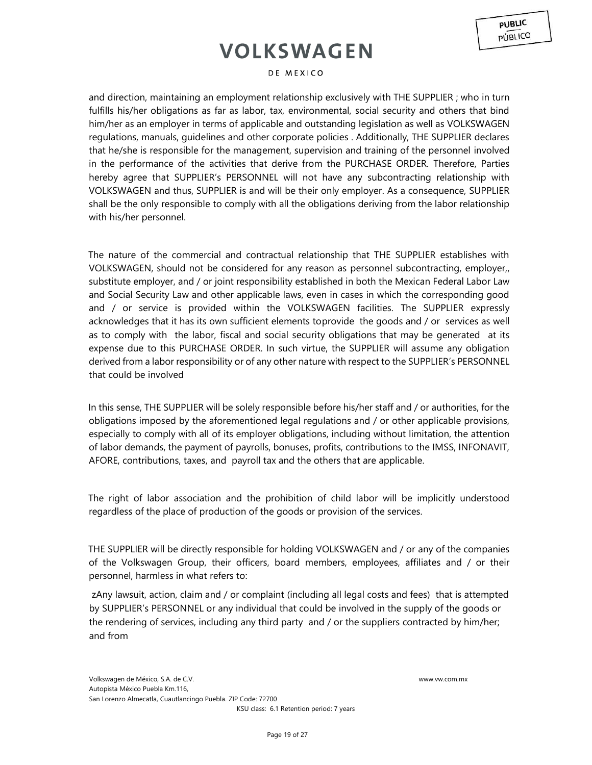and direction, maintaining an employment relationship exclusively with THE SUPPLIER ; who in turn fulfills his/her obligations as far as labor, tax, environmental, social security and others that bind him/her as an employer in terms of applicable and outstanding legislation as well as VOLKSWAGEN regulations, manuals, guidelines and other corporate policies . Additionally, THE SUPPLIER declares that he/she is responsible for the management, supervision and training of the personnel involved in the performance of the activities that derive from the PURCHASE ORDER. Therefore, Parties hereby agree that SUPPLIER's PERSONNEL will not have any subcontracting relationship with VOLKSWAGEN and thus, SUPPLIER is and will be their only employer. As a consequence, SUPPLIER shall be the only responsible to comply with all the obligations deriving from the labor relationship with his/her personnel.

The nature of the commercial and contractual relationship that THE SUPPLIER establishes with VOLKSWAGEN, should not be considered for any reason as personnel subcontracting, employer,, substitute employer, and / or joint responsibility established in both the Mexican Federal Labor Law and Social Security Law and other applicable laws, even in cases in which the corresponding good and / or service is provided within the VOLKSWAGEN facilities. The SUPPLIER expressly acknowledges that it has its own sufficient elements toprovide the goods and / or services as well as to comply with the labor, fiscal and social security obligations that may be generated at its expense due to this PURCHASE ORDER. In such virtue, the SUPPLIER will assume any obligation derived from a labor responsibility or of any other nature with respect to the SUPPLIER's PERSONNEL that could be involved

In this sense, THE SUPPLIER will be solely responsible before his/her staff and / or authorities, for the obligations imposed by the aforementioned legal regulations and / or other applicable provisions, especially to comply with all of its employer obligations, including without limitation, the attention of labor demands, the payment of payrolls, bonuses, profits, contributions to the IMSS, INFONAVIT, AFORE, contributions, taxes, and payroll tax and the others that are applicable.

The right of labor association and the prohibition of child labor will be implicitly understood regardless of the place of production of the goods or provision of the services.

THE SUPPLIER will be directly responsible for holding VOLKSWAGEN and / or any of the companies of the Volkswagen Group, their officers, board members, employees, affiliates and / or their personnel, harmless in what refers to:

zAny lawsuit, action, claim and / or complaint (including all legal costs and fees) that is attempted by SUPPLIER's PERSONNEL or any individual that could be involved in the supply of the goods or the rendering of services, including any third party and / or the suppliers contracted by him/her; and from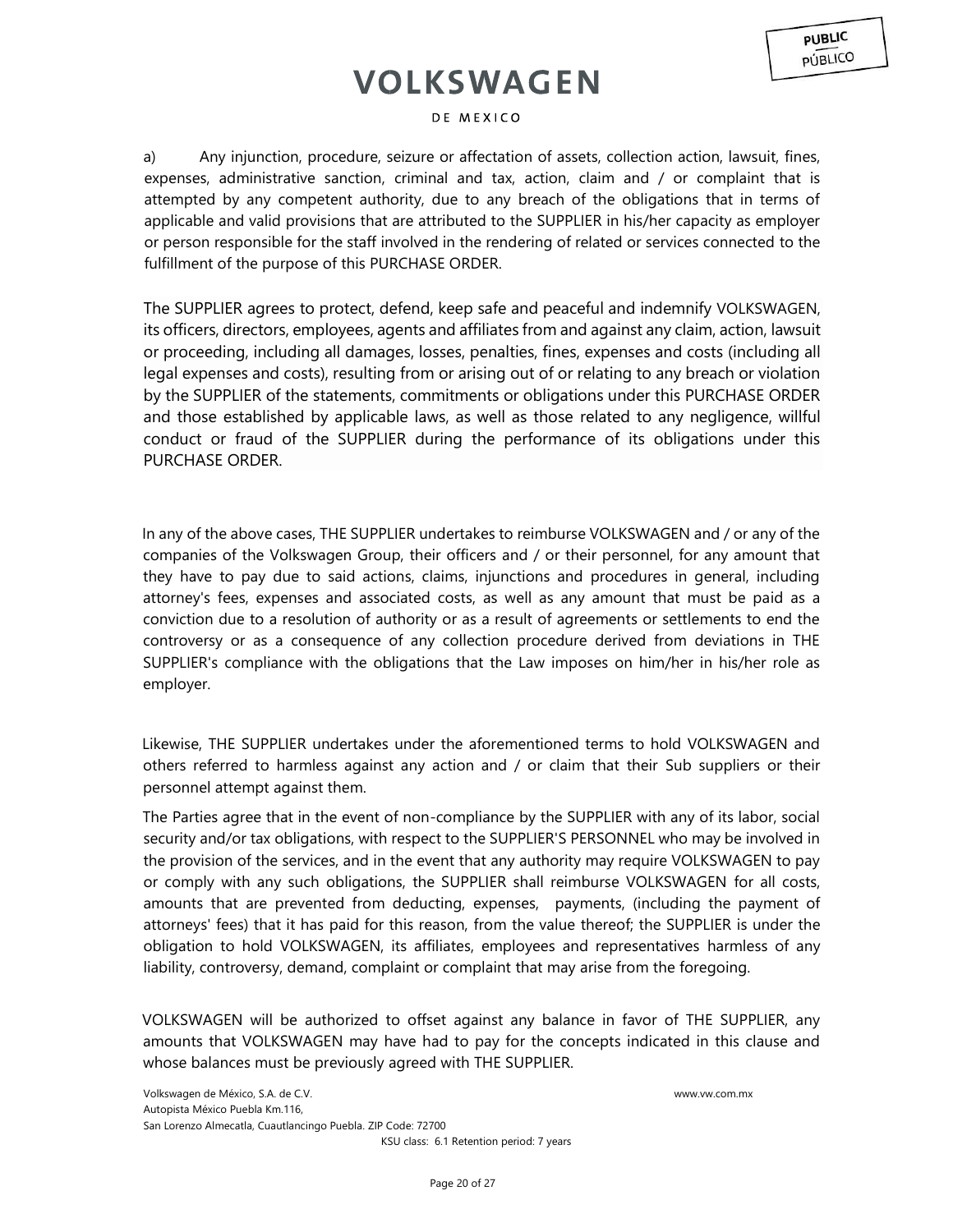a) Any injunction, procedure, seizure or affectation of assets, collection action, lawsuit, fines, expenses, administrative sanction, criminal and tax, action, claim and / or complaint that is attempted by any competent authority, due to any breach of the obligations that in terms of applicable and valid provisions that are attributed to the SUPPLIER in his/her capacity as employer or person responsible for the staff involved in the rendering of related or services connected to the fulfillment of the purpose of this PURCHASE ORDER.

The SUPPLIER agrees to protect, defend, keep safe and peaceful and indemnify VOLKSWAGEN, its officers, directors, employees, agents and affiliates from and against any claim, action, lawsuit or proceeding, including all damages, losses, penalties, fines, expenses and costs (including all legal expenses and costs), resulting from or arising out of or relating to any breach or violation by the SUPPLIER of the statements, commitments or obligations under this PURCHASE ORDER and those established by applicable laws, as well as those related to any negligence, willful conduct or fraud of the SUPPLIER during the performance of its obligations under this PURCHASE ORDER.

In any of the above cases, THE SUPPLIER undertakes to reimburse VOLKSWAGEN and / or any of the companies of the Volkswagen Group, their officers and / or their personnel, for any amount that they have to pay due to said actions, claims, injunctions and procedures in general, including attorney's fees, expenses and associated costs, as well as any amount that must be paid as a conviction due to a resolution of authority or as a result of agreements or settlements to end the controversy or as a consequence of any collection procedure derived from deviations in THE SUPPLIER's compliance with the obligations that the Law imposes on him/her in his/her role as employer.

Likewise, THE SUPPLIER undertakes under the aforementioned terms to hold VOLKSWAGEN and others referred to harmless against any action and / or claim that their Sub suppliers or their personnel attempt against them.

The Parties agree that in the event of non-compliance by the SUPPLIER with any of its labor, social security and/or tax obligations, with respect to the SUPPLIER'S PERSONNEL who may be involved in the provision of the services, and in the event that any authority may require VOLKSWAGEN to pay or comply with any such obligations, the SUPPLIER shall reimburse VOLKSWAGEN for all costs, amounts that are prevented from deducting, expenses, payments, (including the payment of attorneys' fees) that it has paid for this reason, from the value thereof; the SUPPLIER is under the obligation to hold VOLKSWAGEN, its affiliates, employees and representatives harmless of any liability, controversy, demand, complaint or complaint that may arise from the foregoing.

VOLKSWAGEN will be authorized to offset against any balance in favor of THE SUPPLIER, any amounts that VOLKSWAGEN may have had to pay for the concepts indicated in this clause and whose balances must be previously agreed with THE SUPPLIER.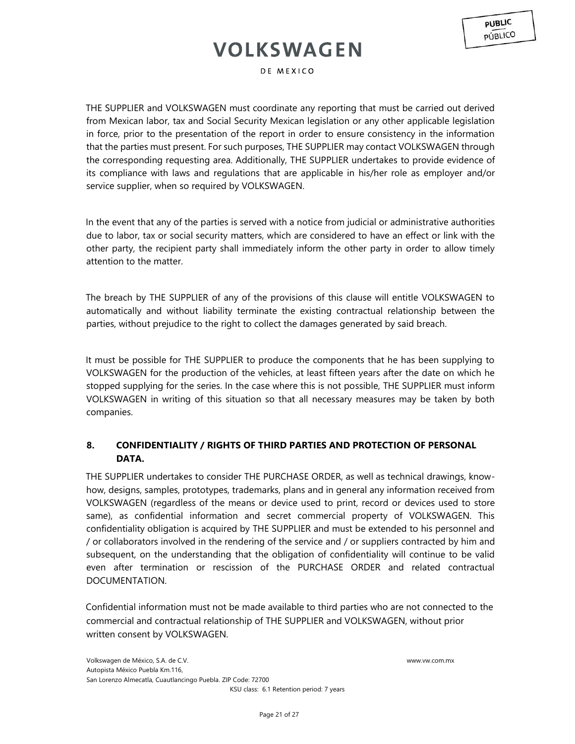THE SUPPLIER and VOLKSWAGEN must coordinate any reporting that must be carried out derived from Mexican labor, tax and Social Security Mexican legislation or any other applicable legislation in force, prior to the presentation of the report in order to ensure consistency in the information that the parties must present. For such purposes, THE SUPPLIER may contact VOLKSWAGEN through the corresponding requesting area. Additionally, THE SUPPLIER undertakes to provide evidence of its compliance with laws and regulations that are applicable in his/her role as employer and/or service supplier, when so required by VOLKSWAGEN.

In the event that any of the parties is served with a notice from judicial or administrative authorities due to labor, tax or social security matters, which are considered to have an effect or link with the other party, the recipient party shall immediately inform the other party in order to allow timely attention to the matter.

The breach by THE SUPPLIER of any of the provisions of this clause will entitle VOLKSWAGEN to automatically and without liability terminate the existing contractual relationship between the parties, without prejudice to the right to collect the damages generated by said breach.

It must be possible for THE SUPPLIER to produce the components that he has been supplying to VOLKSWAGEN for the production of the vehicles, at least fifteen years after the date on which he stopped supplying for the series. In the case where this is not possible, THE SUPPLIER must inform VOLKSWAGEN in writing of this situation so that all necessary measures may be taken by both companies.

## 8. CONFIDENTIALITY / RIGHTS OF THIRD PARTIES AND PROTECTION OF PERSONAL DATA.

THE SUPPLIER undertakes to consider THE PURCHASE ORDER, as well as technical drawings, know-how, designs, samples, prototypes, trademarks, plans and in general any information received from VOLKSWAGEN (regardless of the means or device used to print, record or devices used to store same), as confidential information and secret commercial property of VOLKSWAGEN. This confidentiality obligation is acquired by THE SUPPLIER and must be extended to his personnel and / or collaborators involved in the rendering of the service and / or suppliers contracted by him and subsequent, on the understanding that the obligation of confidentiality will continue to be valid even after termination or rescission of the PURCHASE ORDER and related contractual DOCUMENTATION.

Confidential information must not be made available to third parties who are not connected to the commercial and contractual relationship of THE SUPPLIER and VOLKSWAGEN, without prior written consent by VOLKSWAGEN.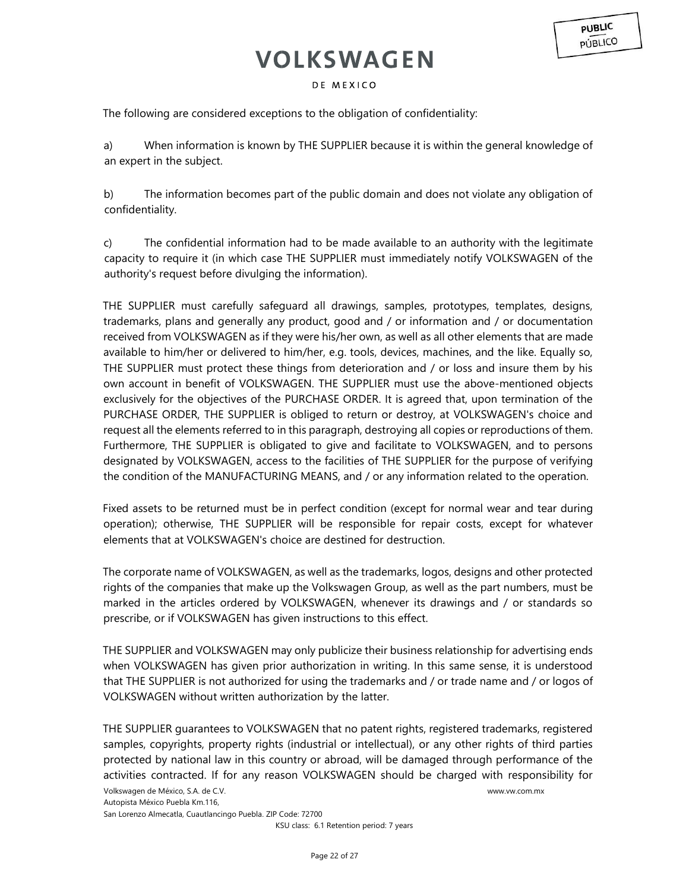The following are considered exceptions to the obligation of confidentiality:

a) When information is known by THE SUPPLIER because it is within the general knowledge of an expert in the subject.

b) The information becomes part of the public domain and does not violate any obligation of confidentiality.

c) The confidential information had to be made available to an authority with the legitimate capacity to require it (in which case THE SUPPLIER must immediately notify VOLKSWAGEN of the authority's request before divulging the information).

THE SUPPLIER must carefully safeguard all drawings, samples, prototypes, templates, designs, trademarks, plans and generally any product, good and / or information and / or documentation received from VOLKSWAGEN as if they were his/her own, as well as all other elements that are made available to him/her or delivered to him/her, e.g. tools, devices, machines, and the like. Equally so, THE SUPPLIER must protect these things from deterioration and / or loss and insure them by his own account in benefit of VOLKSWAGEN. THE SUPPLIER must use the above-mentioned objects exclusively for the objectives of the PURCHASE ORDER. It is agreed that, upon termination of the PURCHASE ORDER, THE SUPPLIER is obliged to return or destroy, at VOLKSWAGEN's choice and request all the elements referred to in this paragraph, destroying all copies or reproductions of them. Furthermore, THE SUPPLIER is obligated to give and facilitate to VOLKSWAGEN, and to persons designated by VOLKSWAGEN, access to the facilities of THE SUPPLIER for the purpose of verifying the condition of the MANUFACTURING MEANS, and / or any information related to the operation.

Fixed assets to be returned must be in perfect condition (except for normal wear and tear during operation); otherwise, THE SUPPLIER will be responsible for repair costs, except for whatever elements that at VOLKSWAGEN's choice are destined for destruction.

The corporate name of VOLKSWAGEN, as well as the trademarks, logos, designs and other protected rights of the companies that make up the Volkswagen Group, as well as the part numbers, must be marked in the articles ordered by VOLKSWAGEN, whenever its drawings and / or standards so prescribe, or if VOLKSWAGEN has given instructions to this effect.

THE SUPPLIER and VOLKSWAGEN may only publicize their business relationship for advertising ends when VOLKSWAGEN has given prior authorization in writing. In this same sense, it is understood that THE SUPPLIER is not authorized for using the trademarks and / or trade name and / or logos of VOLKSWAGEN without written authorization by the latter.

THE SUPPLIER guarantees to VOLKSWAGEN that no patent rights, registered trademarks, registered samples, copyrights, property rights (industrial or intellectual), or any other rights of third parties protected by national law in this country or abroad, will be damaged through performance of the activities contracted. If for any reason VOLKSWAGEN should be charged with responsibility for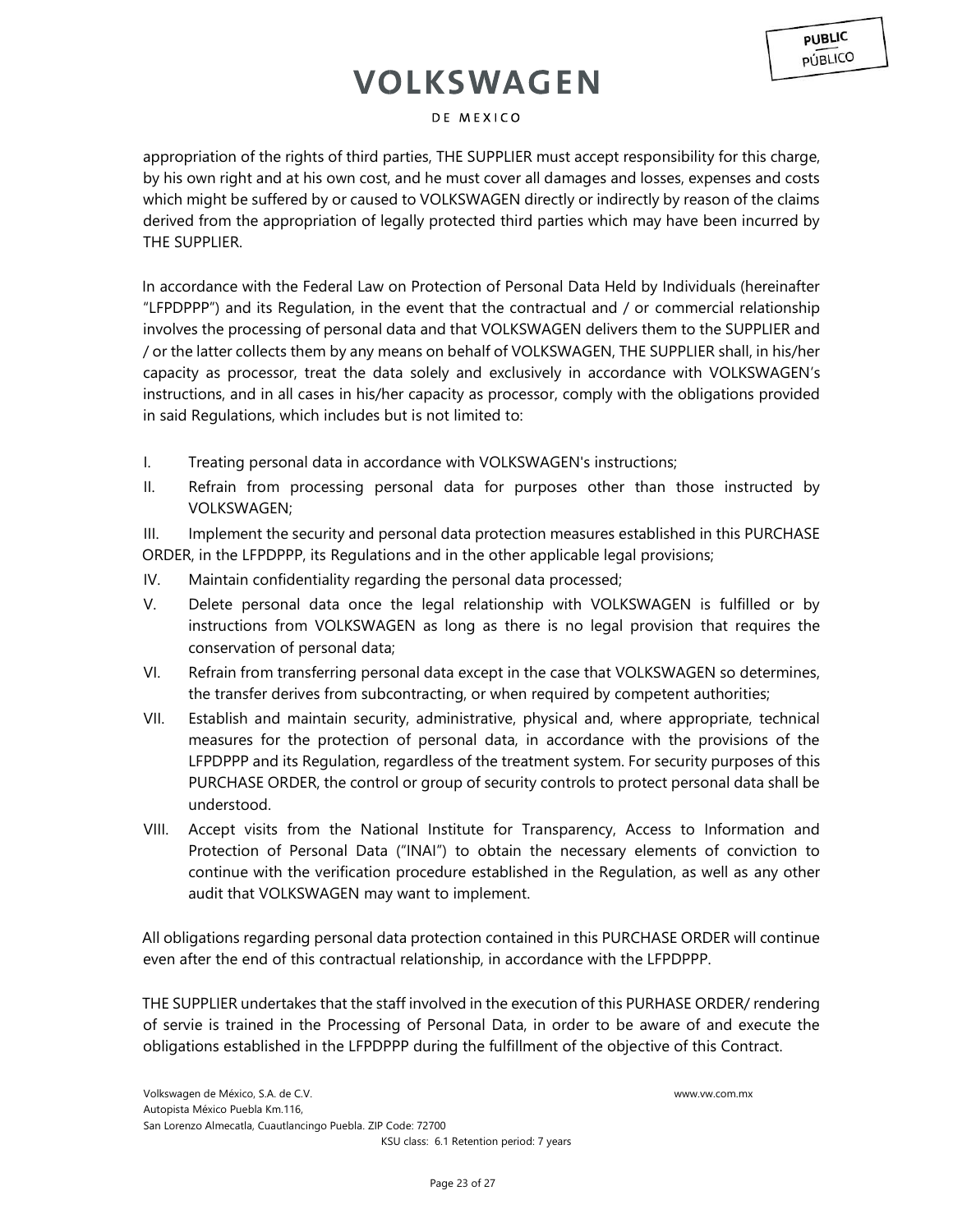appropriation of the rights of third parties, THE SUPPLIER must accept responsibility for this charge, by his own right and at his own cost, and he must cover all damages and losses, expenses and costs which might be suffered by or caused to VOLKSWAGEN directly or indirectly by reason of the claims derived from the appropriation of legally protected third parties which may have been incurred by THE SUPPLIER.

In accordance with the Federal Law on Protection of Personal Data Held by Individuals (hereinafter "LFPDPPP") and its Regulation, in the event that the contractual and / or commercial relationship involves the processing of personal data and that VOLKSWAGEN delivers them to the SUPPLIER and / or the latter collects them by any means on behalf of VOLKSWAGEN, THE SUPPLIER shall, in his/her capacity as processor, treat the data solely and exclusively in accordance with VOLKSWAGEN's instructions, and in all cases in his/her capacity as processor, comply with the obligations provided in said Regulations, which includes but is not limited to:

I. Treating personal data in accordance with VOLKSWAGEN's instructions;

II. Refrain from processing personal data for purposes other than those instructed by VOLKSWAGEN;

III. Implement the security and personal data protection measures established in this PURCHASE ORDER, in the LFPDPPP, its Regulations and in the other applicable legal provisions;

IV. Maintain confidentiality regarding the personal data processed;

V. Delete personal data once the legal relationship with VOLKSWAGEN is fulfilled or by instructions from VOLKSWAGEN as long as there is no legal provision that requires the conservation of personal data;

VI. Refrain from transferring personal data except in the case that VOLKSWAGEN so determines, the transfer derives from subcontracting, or when required by competent authorities;

VII. Establish and maintain security, administrative, physical and, where appropriate, technical measures for the protection of personal data, in accordance with the provisions of the LFPDPPP and its Regulation, regardless of the treatment system. For security purposes of this PURCHASE ORDER, the control or group of security controls to protect personal data shall be understood.

VIII. Accept visits from the National Institute for Transparency, Access to Information and Protection of Personal Data ("INAI") to obtain the necessary elements of conviction to continue with the verification procedure established in the Regulation, as well as any other audit that VOLKSWAGEN may want to implement.

All obligations regarding personal data protection contained in this PURCHASE ORDER will continue even after the end of this contractual relationship, in accordance with the LFPDPPP.

THE SUPPLIER undertakes that the staff involved in the execution of this PURHASE ORDER/ rendering of servie is trained in the Processing of Personal Data, in order to be aware of and execute the obligations established in the LFPDPPP during the fulfillment of the objective of this Contract.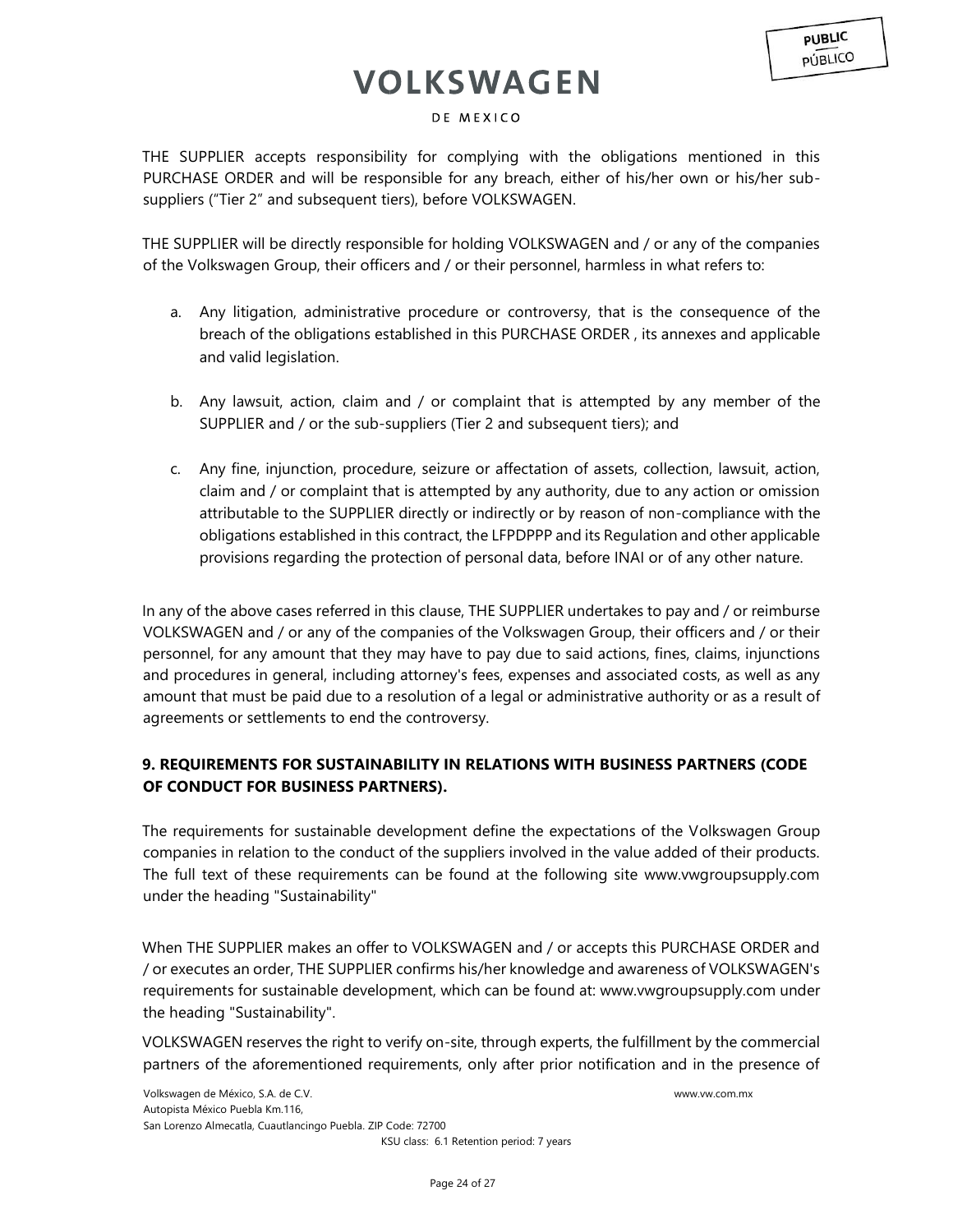THE SUPPLIER accepts responsibility for complying with the obligations mentioned in this PURCHASE ORDER and will be responsible for any breach, either of his/her own or his/her sub-suppliers ("Tier 2" and subsequent tiers), before VOLKSWAGEN.

THE SUPPLIER will be directly responsible for holding VOLKSWAGEN and / or any of the companies of the Volkswagen Group, their officers and / or their personnel, harmless in what refers to:

a. Any litigation, administrative procedure or controversy, that is the consequence of the breach of the obligations established in this PURCHASE ORDER , its annexes and applicable and valid legislation.

b. Any lawsuit, action, claim and / or complaint that is attempted by any member of the SUPPLIER and / or the sub-suppliers (Tier 2 and subsequent tiers); and

c. Any fine, injunction, procedure, seizure or affectation of assets, collection, lawsuit, action, claim and / or complaint that is attempted by any authority, due to any action or omission attributable to the SUPPLIER directly or indirectly or by reason of non-compliance with the obligations established in this contract, the LFPDPPP and its Regulation and other applicable provisions regarding the protection of personal data, before INAI or of any other nature.

In any of the above cases referred in this clause, THE SUPPLIER undertakes to pay and / or reimburse VOLKSWAGEN and / or any of the companies of the Volkswagen Group, their officers and / or their personnel, for any amount that they may have to pay due to said actions, fines, claims, injunctions and procedures in general, including attorney's fees, expenses and associated costs, as well as any amount that must be paid due to a resolution of a legal or administrative authority or as a result of agreements or settlements to end the controversy.

## 9. REQUIREMENTS FOR SUSTAINABILITY IN RELATIONS WITH BUSINESS PARTNERS (CODE OF CONDUCT FOR BUSINESS PARTNERS).

The requirements for sustainable development define the expectations of the Volkswagen Group companies in relation to the conduct of the suppliers involved in the value added of their products. The full text of these requirements can be found at the following site www.vwgroupsupply.com under the heading "Sustainability"

When THE SUPPLIER makes an offer to VOLKSWAGEN and / or accepts this PURCHASE ORDER and / or executes an order, THE SUPPLIER confirms his/her knowledge and awareness of VOLKSWAGEN's requirements for sustainable development, which can be found at: www.vwgroupsupply.com under the heading "Sustainability".

VOLKSWAGEN reserves the right to verify on-site, through experts, the fulfillment by the commercial partners of the aforementioned requirements, only after prior notification and in the presence of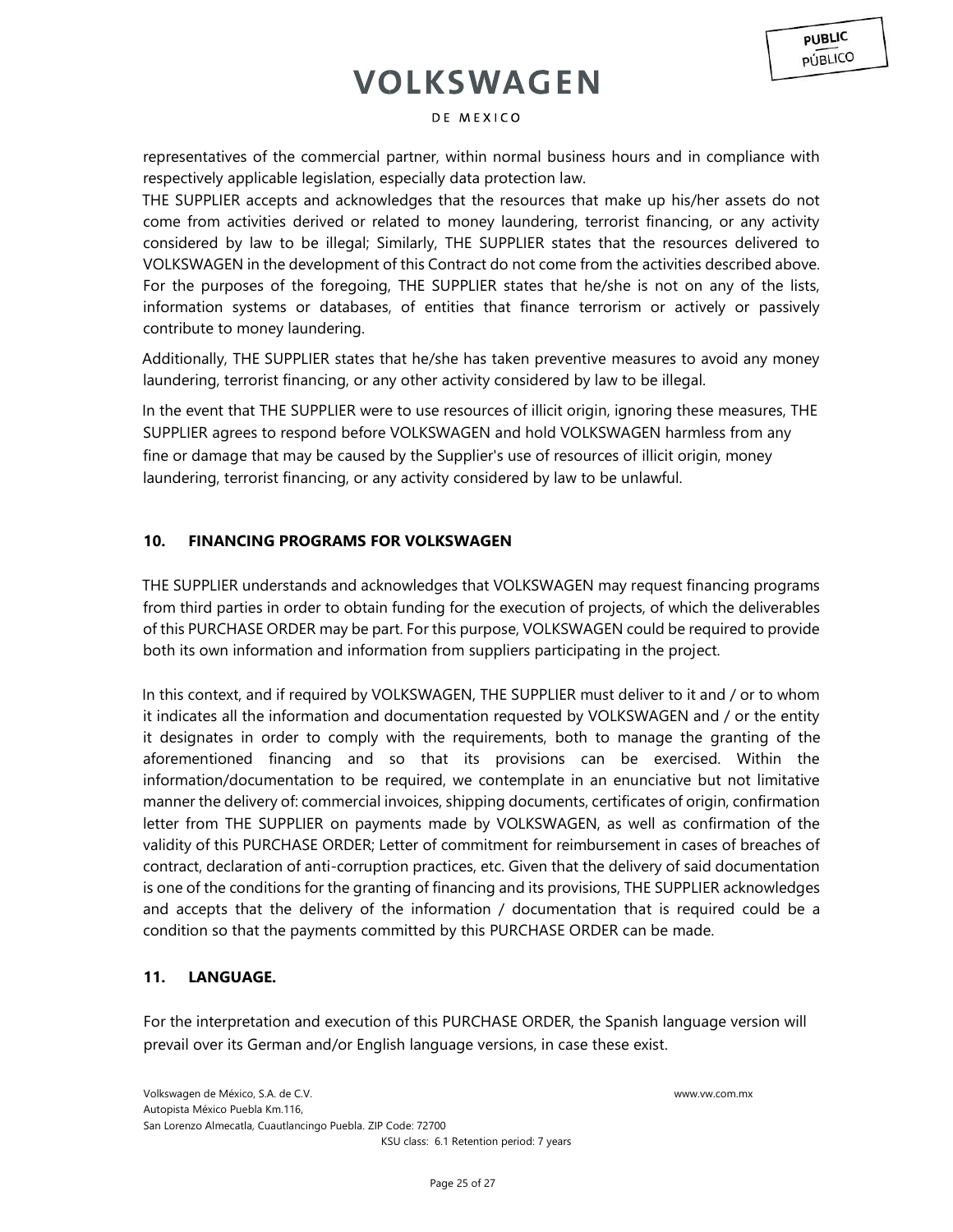representatives of the commercial partner, within normal business hours and in compliance with respectively applicable legislation, especially data protection law.

THE SUPPLIER accepts and acknowledges that the resources that make up his/her assets do not come from activities derived or related to money laundering, terrorist financing, or any activity considered by law to be illegal; Similarly, THE SUPPLIER states that the resources delivered to VOLKSWAGEN in the development of this Contract do not come from the activities described above. For the purposes of the foregoing, THE SUPPLIER states that he/she is not on any of the lists, information systems or databases, of entities that finance terrorism or actively or passively contribute to money laundering.

Additionally, THE SUPPLIER states that he/she has taken preventive measures to avoid any money laundering, terrorist financing, or any other activity considered by law to be illegal.

In the event that THE SUPPLIER were to use resources of illicit origin, ignoring these measures, THE SUPPLIER agrees to respond before VOLKSWAGEN and hold VOLKSWAGEN harmless from any fine or damage that may be caused by the Supplier's use of resources of illicit origin, money laundering, terrorist financing, or any activity considered by law to be unlawful.

## 10. FINANCING PROGRAMS FOR VOLKSWAGEN

THE SUPPLIER understands and acknowledges that VOLKSWAGEN may request financing programs from third parties in order to obtain funding for the execution of projects, of which the deliverables of this PURCHASE ORDER may be part. For this purpose, VOLKSWAGEN could be required to provide both its own information and information from suppliers participating in the project.

In this context, and if required by VOLKSWAGEN, THE SUPPLIER must deliver to it and / or to whom it indicates all the information and documentation requested by VOLKSWAGEN and / or the entity it designates in order to comply with the requirements, both to manage the granting of the aforementioned financing and so that its provisions can be exercised. Within the information/documentation to be required, we contemplate in an enunciative but not limitative manner the delivery of: commercial invoices, shipping documents, certificates of origin, confirmation letter from THE SUPPLIER on payments made by VOLKSWAGEN, as well as confirmation of the validity of this PURCHASE ORDER; Letter of commitment for reimbursement in cases of breaches of contract, declaration of anti-corruption practices, etc. Given that the delivery of said documentation is one of the conditions for the granting of financing and its provisions, THE SUPPLIER acknowledges and accepts that the delivery of the information / documentation that is required could be a condition so that the payments committed by this PURCHASE ORDER can be made.

## 11. LANGUAGE.

For the interpretation and execution of this PURCHASE ORDER, the Spanish language version will prevail over its German and/or English language versions, in case these exist.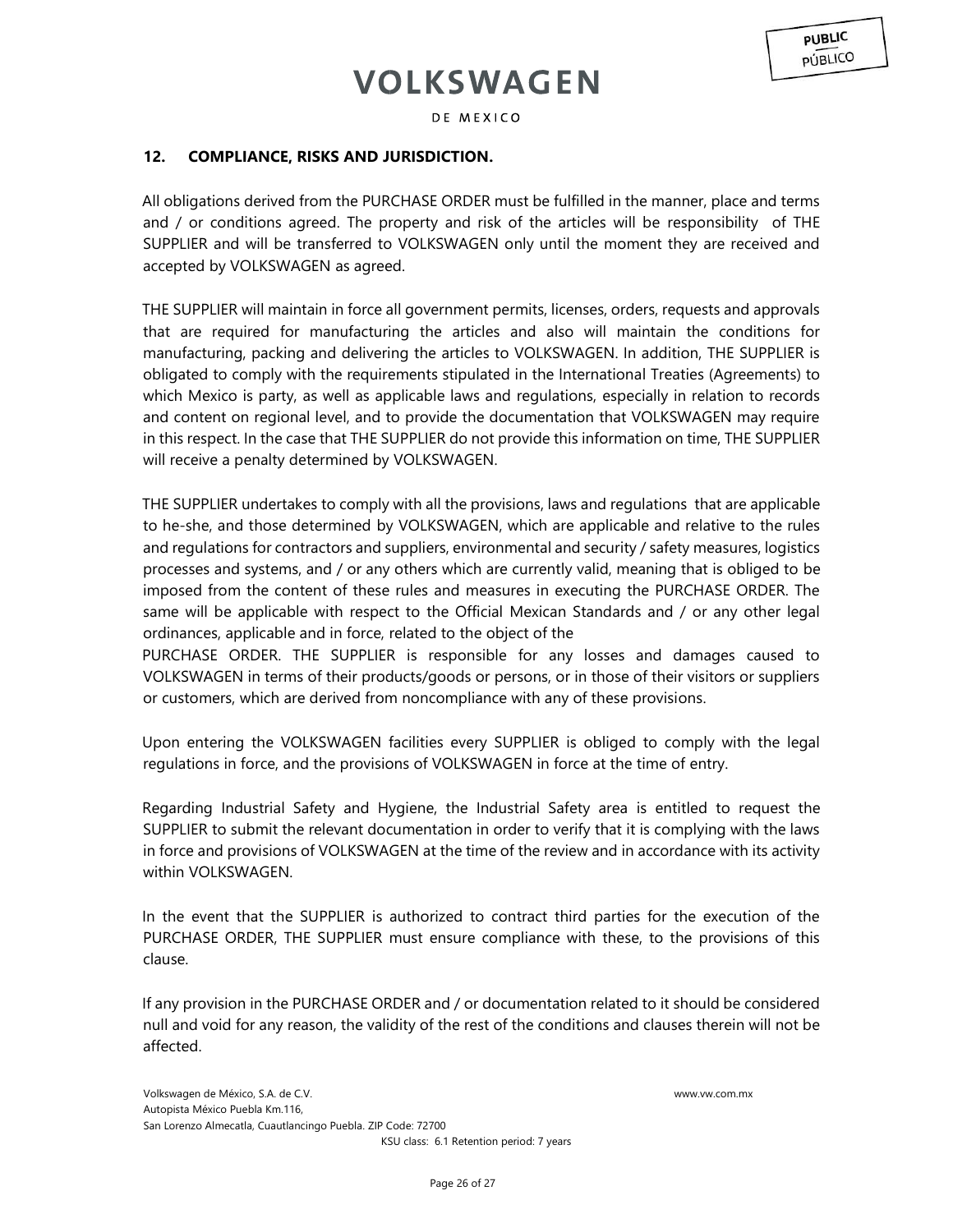## 12. COMPLIANCE, RISKS AND JURISDICTION.

All obligations derived from the PURCHASE ORDER must be fulfilled in the manner, place and terms and / or conditions agreed. The property and risk of the articles will be responsibility of THE SUPPLIER and will be transferred to VOLKSWAGEN only until the moment they are received and accepted by VOLKSWAGEN as agreed.

THE SUPPLIER will maintain in force all government permits, licenses, orders, requests and approvals that are required for manufacturing the articles and also will maintain the conditions for manufacturing, packing and delivering the articles to VOLKSWAGEN. In addition, THE SUPPLIER is obligated to comply with the requirements stipulated in the International Treaties (Agreements) to which Mexico is party, as well as applicable laws and regulations, especially in relation to records and content on regional level, and to provide the documentation that VOLKSWAGEN may require in this respect. In the case that THE SUPPLIER do not provide this information on time, THE SUPPLIER will receive a penalty determined by VOLKSWAGEN.

THE SUPPLIER undertakes to comply with all the provisions, laws and regulations that are applicable to he-she, and those determined by VOLKSWAGEN, which are applicable and relative to the rules and regulations for contractors and suppliers, environmental and security / safety measures, logistics processes and systems, and / or any others which are currently valid, meaning that is obliged to be imposed from the content of these rules and measures in executing the PURCHASE ORDER. The same will be applicable with respect to the Official Mexican Standards and / or any other legal ordinances, applicable and in force, related to the object of the PURCHASE ORDER. THE SUPPLIER is responsible for any losses and damages caused to VOLKSWAGEN in terms of their products/goods or persons, or in those of their visitors or suppliers or customers, which are derived from noncompliance with any of these provisions.

Upon entering the VOLKSWAGEN facilities every SUPPLIER is obliged to comply with the legal regulations in force, and the provisions of VOLKSWAGEN in force at the time of entry.

Regarding Industrial Safety and Hygiene, the Industrial Safety area is entitled to request the SUPPLIER to submit the relevant documentation in order to verify that it is complying with the laws in force and provisions of VOLKSWAGEN at the time of the review and in accordance with its activity within VOLKSWAGEN.

In the event that the SUPPLIER is authorized to contract third parties for the execution of the PURCHASE ORDER, THE SUPPLIER must ensure compliance with these, to the provisions of this clause.

If any provision in the PURCHASE ORDER and / or documentation related to it should be considered null and void for any reason, the validity of the rest of the conditions and clauses therein will not be affected.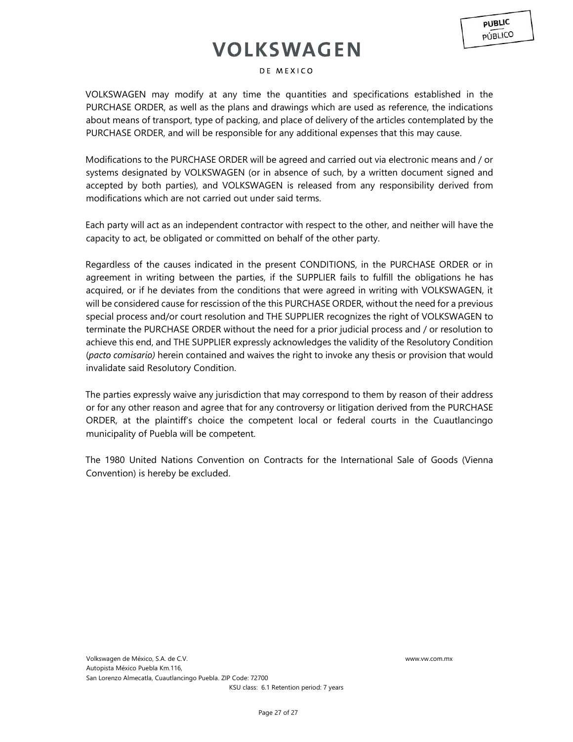VOLKSWAGEN may modify at any time the quantities and specifications established in the PURCHASE ORDER, as well as the plans and drawings which are used as reference, the indications about means of transport, type of packing, and place of delivery of the articles contemplated by the PURCHASE ORDER, and will be responsible for any additional expenses that this may cause.

Modifications to the PURCHASE ORDER will be agreed and carried out via electronic means and / or systems designated by VOLKSWAGEN (or in absence of such, by a written document signed and accepted by both parties), and VOLKSWAGEN is released from any responsibility derived from modifications which are not carried out under said terms.

Each party will act as an independent contractor with respect to the other, and neither will have the capacity to act, be obligated or committed on behalf of the other party.

Regardless of the causes indicated in the present CONDITIONS, in the PURCHASE ORDER or in agreement in writing between the parties, if the SUPPLIER fails to fulfill the obligations he has acquired, or if he deviates from the conditions that were agreed in writing with VOLKSWAGEN, it will be considered cause for rescission of the this PURCHASE ORDER, without the need for a previous special process and/or court resolution and THE SUPPLIER recognizes the right of VOLKSWAGEN to terminate the PURCHASE ORDER without the need for a prior judicial process and / or resolution to achieve this end, and THE SUPPLIER expressly acknowledges the validity of the Resolutory Condition (*pacto comisario)* herein contained and waives the right to invoke any thesis or provision that would invalidate said Resolutory Condition.

The parties expressly waive any jurisdiction that may correspond to them by reason of their address or for any other reason and agree that for any controversy or litigation derived from the PURCHASE ORDER, at the plaintiff's choice the competent local or federal courts in the Cuautlancingo municipality of Puebla will be competent.

The 1980 United Nations Convention on Contracts for the International Sale of Goods (Vienna Convention) is hereby be excluded.